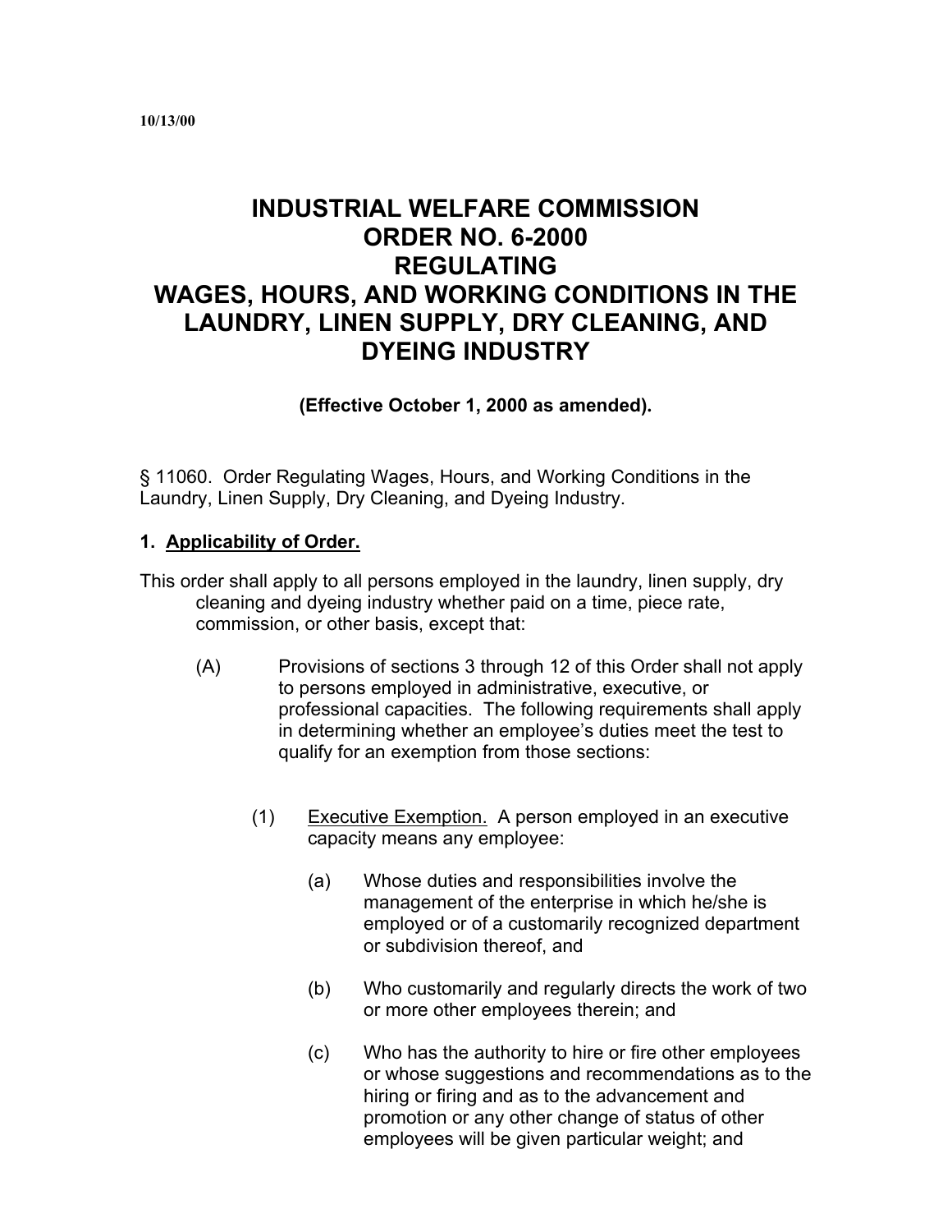10/13/00

# INDUSTRIAL WELFARE COMMISSION ORDER NO. 6-2000 REGULATING WAGES, HOURS, AND WORKING CONDITIONS IN THE LAUNDRY, LINEN SUPPLY, DRY CLEANING, AND DYEING INDUSTRY

**(Effective October 1, 2000 as amended).**

§ 11060. Order Regulating Wages, Hours, and Working Conditions in the Laundry, Linen Supply, Dry Cleaning, and Dyeing Industry.

## 1. Applicability of Order.

This order shall apply to all persons employed in the laundry, linen supply, dry cleaning and dyeing industry whether paid on a time, piece rate, commission, or other basis, except that:

(A) Provisions of sections 3 through 12 of this Order shall not apply to persons employed in administrative, executive, or professional capacities. The following requirements shall apply in determining whether an employee's duties meet the test to qualify for an exemption from those sections:

(1) Executive Exemption. A person employed in an executive capacity means any employee:

(a) Whose duties and responsibilities involve the management of the enterprise in which he/she is employed or of a customarily recognized department or subdivision thereof, and

(b) Who customarily and regularly directs the work of two or more other employees therein; and

(c) Who has the authority to hire or fire other employees or whose suggestions and recommendations as to the hiring or firing and as to the advancement and promotion or any other change of status of other employees will be given particular weight; and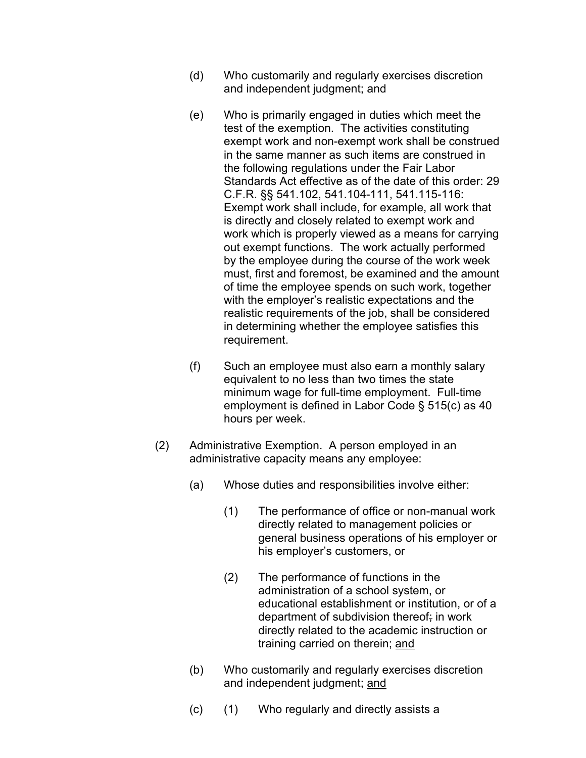(d) Who customarily and regularly exercises discretion and independent judgment; and

(e) Who is primarily engaged in duties which meet the test of the exemption. The activities constituting exempt work and non-exempt work shall be construed in the same manner as such items are construed in the following regulations under the Fair Labor Standards Act effective as of the date of this order: 29 C.F.R. §§ 541.102, 541.104-111, 541.115-116: Exempt work shall include, for example, all work that is directly and closely related to exempt work and work which is properly viewed as a means for carrying out exempt functions. The work actually performed by the employee during the course of the work week must, first and foremost, be examined and the amount of time the employee spends on such work, together with the employer's realistic expectations and the realistic requirements of the job, shall be considered in determining whether the employee satisfies this requirement.

(f) Such an employee must also earn a monthly salary equivalent to no less than two times the state minimum wage for full-time employment. Full-time employment is defined in Labor Code § 515(c) as 40 hours per week.

(2) Administrative Exemption. A person employed in an administrative capacity means any employee:

(a) Whose duties and responsibilities involve either:

(1) The performance of office or non-manual work directly related to management policies or general business operations of his employer or his employer's customers, or

(2) The performance of functions in the administration of a school system, or educational establishment or institution, or of a department of subdivision thereof, in work directly related to the academic instruction or training carried on therein; and

(b) Who customarily and regularly exercises discretion and independent judgment; and

(c) (1) Who regularly and directly assists a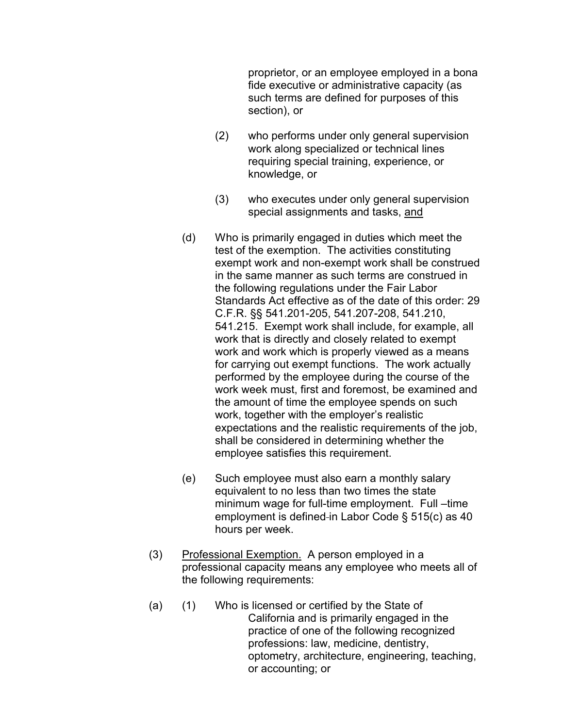proprietor, or an employee employed in a bona fide executive or administrative capacity (as such terms are defined for purposes of this section), or

(2) who performs under only general supervision work along specialized or technical lines requiring special training, experience, or knowledge, or

(3) who executes under only general supervision special assignments and tasks, <u>and</u>

(d) Who is primarily engaged in duties which meet the test of the exemption. The activities constituting exempt work and non-exempt work shall be construed in the same manner as such terms are construed in the following regulations under the Fair Labor Standards Act effective as of the date of this order: 29 C.F.R. §§ 541.201-205, 541.207-208, 541.210, 541.215. Exempt work shall include, for example, all work that is directly and closely related to exempt work and work which is properly viewed as a means for carrying out exempt functions. The work actually performed by the employee during the course of the work week must, first and foremost, be examined and the amount of time the employee spends on such work, together with the employer's realistic expectations and the realistic requirements of the job, shall be considered in determining whether the employee satisfies this requirement.

(e) Such employee must also earn a monthly salary equivalent to no less than two times the state minimum wage for full-time employment. Full –time employment is defined in Labor Code § 515(c) as 40 hours per week.

(3) <u>Professional Exemption.</u> A person employed in a professional capacity means any employee who meets all of the following requirements:

(a) (1) Who is licensed or certified by the State of California and is primarily engaged in the practice of one of the following recognized professions: law, medicine, dentistry, optometry, architecture, engineering, teaching, or accounting; or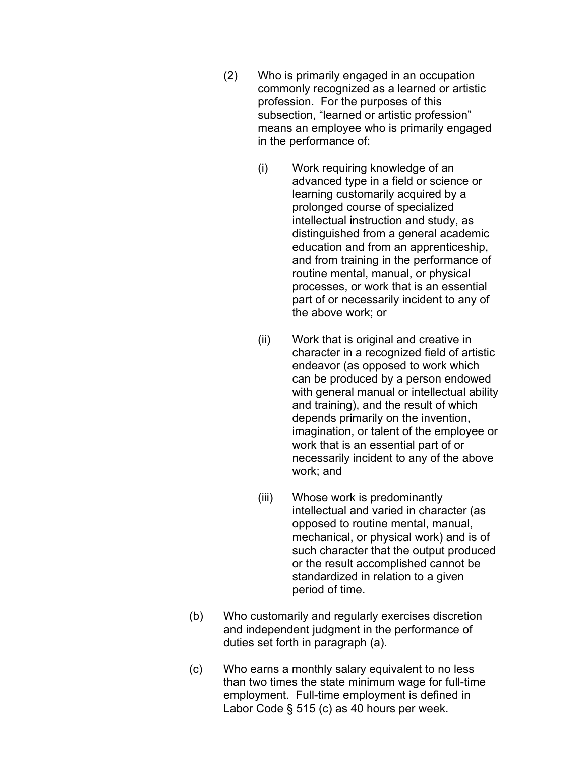(2) Who is primarily engaged in an occupation commonly recognized as a learned or artistic profession. For the purposes of this subsection, "learned or artistic profession" means an employee who is primarily engaged in the performance of:

(i) Work requiring knowledge of an advanced type in a field or science or learning customarily acquired by a prolonged course of specialized intellectual instruction and study, as distinguished from a general academic education and from an apprenticeship, and from training in the performance of routine mental, manual, or physical processes, or work that is an essential part of or necessarily incident to any of the above work; or

(ii) Work that is original and creative in character in a recognized field of artistic endeavor (as opposed to work which can be produced by a person endowed with general manual or intellectual ability and training), and the result of which depends primarily on the invention, imagination, or talent of the employee or work that is an essential part of or necessarily incident to any of the above work; and

(iii) Whose work is predominantly intellectual and varied in character (as opposed to routine mental, manual, mechanical, or physical work) and is of such character that the output produced or the result accomplished cannot be standardized in relation to a given period of time.

(b) Who customarily and regularly exercises discretion and independent judgment in the performance of duties set forth in paragraph (a).

(c) Who earns a monthly salary equivalent to no less than two times the state minimum wage for full-time employment. Full-time employment is defined in Labor Code § 515 (c) as 40 hours per week.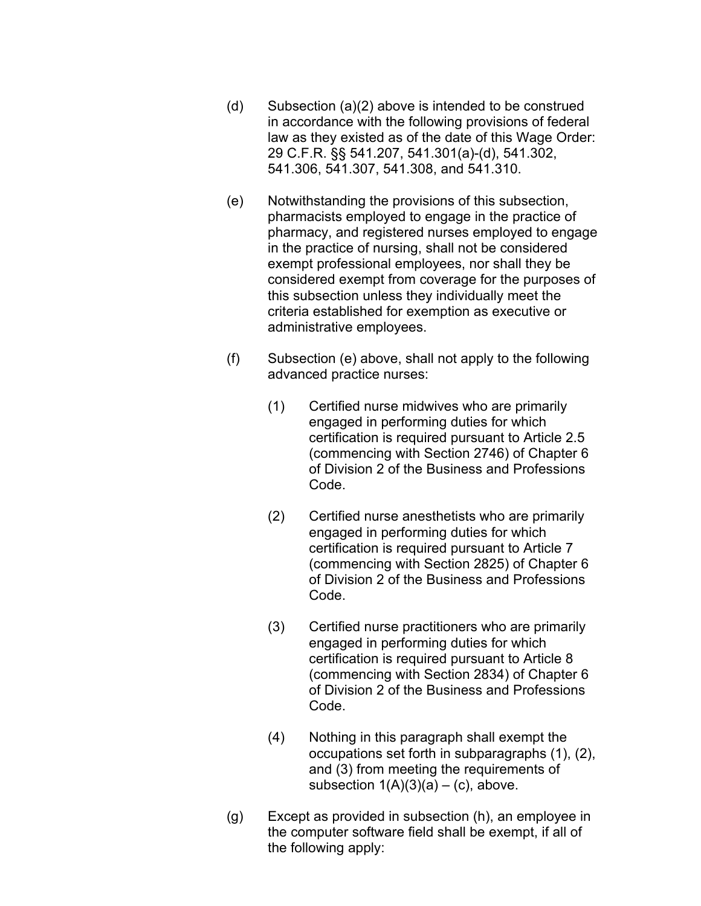(d) Subsection (a)(2) above is intended to be construed in accordance with the following provisions of federal law as they existed as of the date of this Wage Order: 29 C.F.R. §§ 541.207, 541.301(a)-(d), 541.302, 541.306, 541.307, 541.308, and 541.310.

(e) Notwithstanding the provisions of this subsection, pharmacists employed to engage in the practice of pharmacy, and registered nurses employed to engage in the practice of nursing, shall not be considered exempt professional employees, nor shall they be considered exempt from coverage for the purposes of this subsection unless they individually meet the criteria established for exemption as executive or administrative employees.

(f) Subsection (e) above, shall not apply to the following advanced practice nurses:

(1) Certified nurse midwives who are primarily engaged in performing duties for which certification is required pursuant to Article 2.5 (commencing with Section 2746) of Chapter 6 of Division 2 of the Business and Professions Code.

(2) Certified nurse anesthetists who are primarily engaged in performing duties for which certification is required pursuant to Article 7 (commencing with Section 2825) of Chapter 6 of Division 2 of the Business and Professions Code.

(3) Certified nurse practitioners who are primarily engaged in performing duties for which certification is required pursuant to Article 8 (commencing with Section 2834) of Chapter 6 of Division 2 of the Business and Professions Code.

(4) Nothing in this paragraph shall exempt the occupations set forth in subparagraphs (1), (2), and (3) from meeting the requirements of subsection 1(A)(3)(a) – (c), above.

(g) Except as provided in subsection (h), an employee in the computer software field shall be exempt, if all of the following apply: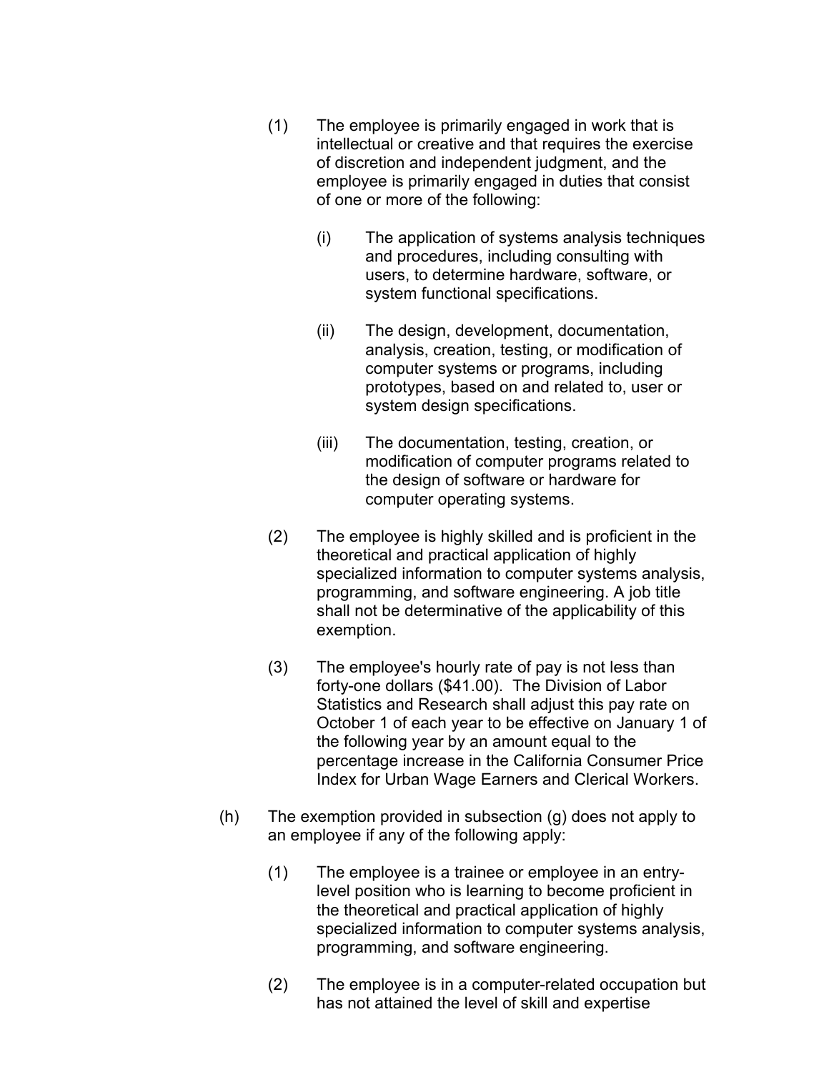(1) The employee is primarily engaged in work that is intellectual or creative and that requires the exercise of discretion and independent judgment, and the employee is primarily engaged in duties that consist of one or more of the following:

   (i) The application of systems analysis techniques and procedures, including consulting with users, to determine hardware, software, or system functional specifications.

   (ii) The design, development, documentation, analysis, creation, testing, or modification of computer systems or programs, including prototypes, based on and related to, user or system design specifications.

   (iii) The documentation, testing, creation, or modification of computer programs related to the design of software or hardware for computer operating systems.

(2) The employee is highly skilled and is proficient in the theoretical and practical application of highly specialized information to computer systems analysis, programming, and software engineering. A job title shall not be determinative of the applicability of this exemption.

(3) The employee's hourly rate of pay is not less than forty-one dollars ($41.00). The Division of Labor Statistics and Research shall adjust this pay rate on October 1 of each year to be effective on January 1 of the following year by an amount equal to the percentage increase in the California Consumer Price Index for Urban Wage Earners and Clerical Workers.

(h) The exemption provided in subsection (g) does not apply to an employee if any of the following apply:

(1) The employee is a trainee or employee in an entry-level position who is learning to become proficient in the theoretical and practical application of highly specialized information to computer systems analysis, programming, and software engineering.

(2) The employee is in a computer-related occupation but has not attained the level of skill and expertise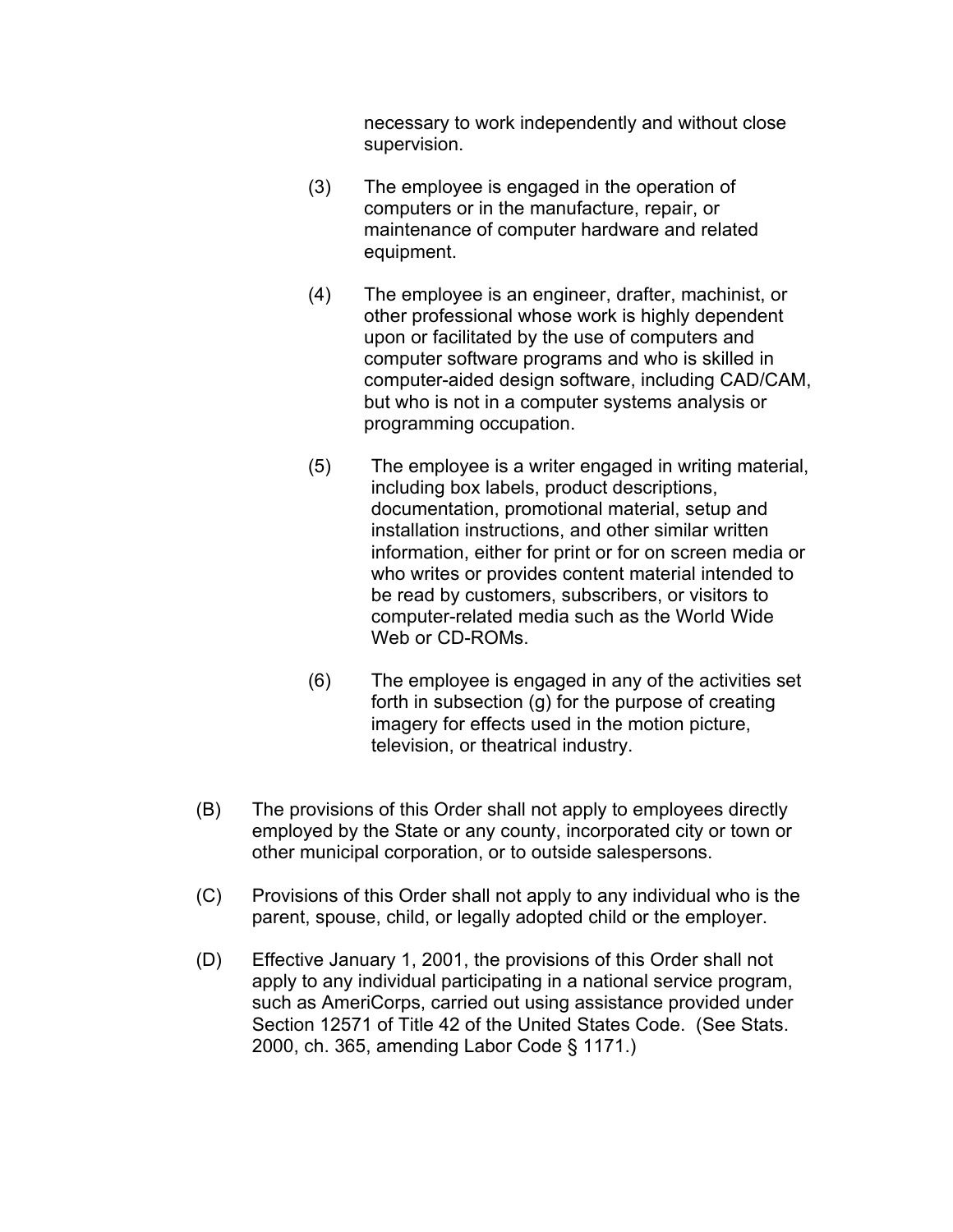necessary to work independently and without close supervision.

(3) The employee is engaged in the operation of computers or in the manufacture, repair, or maintenance of computer hardware and related equipment.

(4) The employee is an engineer, drafter, machinist, or other professional whose work is highly dependent upon or facilitated by the use of computers and computer software programs and who is skilled in computer-aided design software, including CAD/CAM, but who is not in a computer systems analysis or programming occupation.

(5) The employee is a writer engaged in writing material, including box labels, product descriptions, documentation, promotional material, setup and installation instructions, and other similar written information, either for print or for on screen media or who writes or provides content material intended to be read by customers, subscribers, or visitors to computer-related media such as the World Wide Web or CD-ROMs.

(6) The employee is engaged in any of the activities set forth in subsection (g) for the purpose of creating imagery for effects used in the motion picture, television, or theatrical industry.

(B) The provisions of this Order shall not apply to employees directly employed by the State or any county, incorporated city or town or other municipal corporation, or to outside salespersons.

(C) Provisions of this Order shall not apply to any individual who is the parent, spouse, child, or legally adopted child or the employer.

(D) Effective January 1, 2001, the provisions of this Order shall not apply to any individual participating in a national service program, such as AmeriCorps, carried out using assistance provided under Section 12571 of Title 42 of the United States Code. (See Stats. 2000, ch. 365, amending Labor Code § 1171.)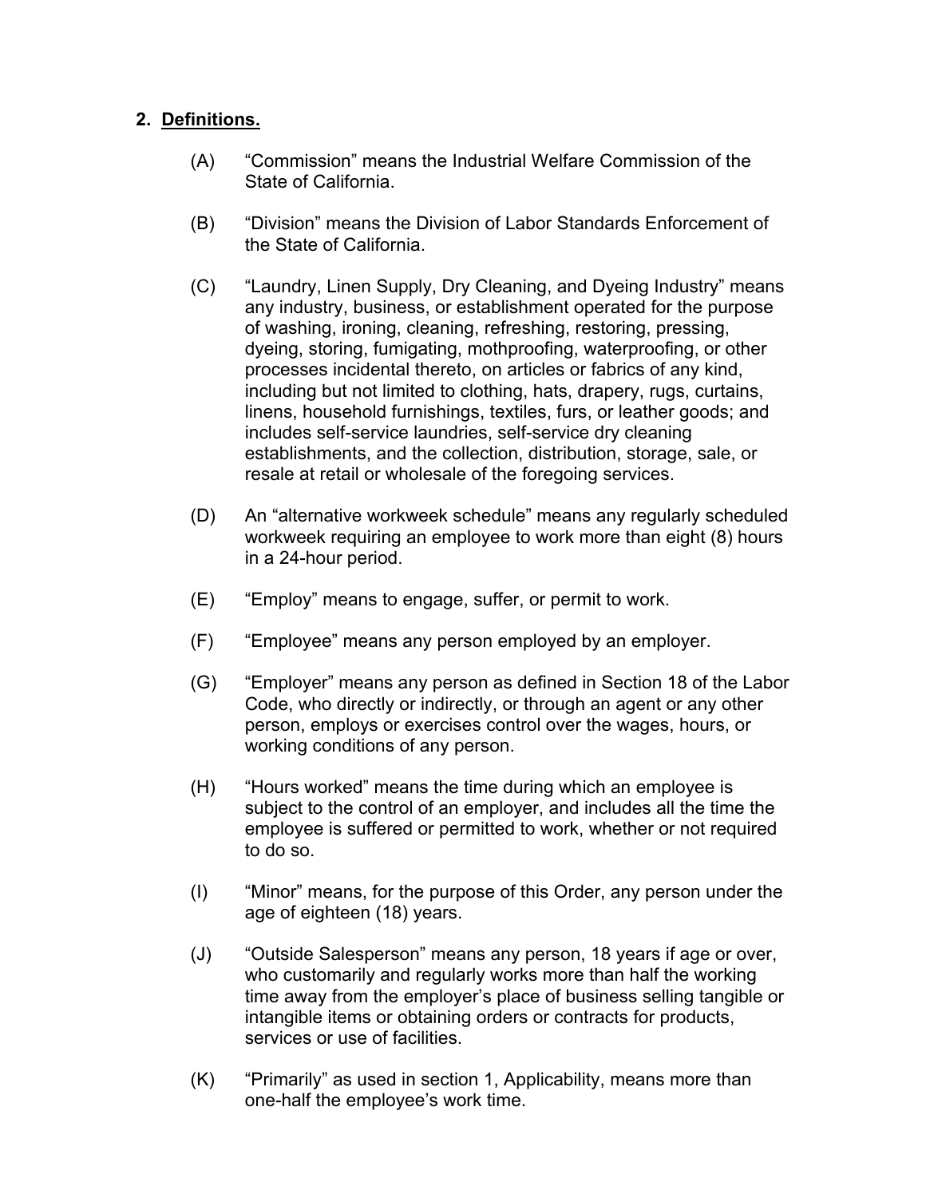## 2. Definitions.

(A) "Commission" means the Industrial Welfare Commission of the State of California.

(B) "Division" means the Division of Labor Standards Enforcement of the State of California.

(C) "Laundry, Linen Supply, Dry Cleaning, and Dyeing Industry" means any industry, business, or establishment operated for the purpose of washing, ironing, cleaning, refreshing, restoring, pressing, dyeing, storing, fumigating, mothproofing, waterproofing, or other processes incidental thereto, on articles or fabrics of any kind, including but not limited to clothing, hats, drapery, rugs, curtains, linens, household furnishings, textiles, furs, or leather goods; and includes self-service laundries, self-service dry cleaning establishments, and the collection, distribution, storage, sale, or resale at retail or wholesale of the foregoing services.

(D) An "alternative workweek schedule" means any regularly scheduled workweek requiring an employee to work more than eight (8) hours in a 24-hour period.

(E) "Employ" means to engage, suffer, or permit to work.

(F) "Employee" means any person employed by an employer.

(G) "Employer" means any person as defined in Section 18 of the Labor Code, who directly or indirectly, or through an agent or any other person, employs or exercises control over the wages, hours, or working conditions of any person.

(H) "Hours worked" means the time during which an employee is subject to the control of an employer, and includes all the time the employee is suffered or permitted to work, whether or not required to do so.

(I) "Minor" means, for the purpose of this Order, any person under the age of eighteen (18) years.

(J) "Outside Salesperson" means any person, 18 years if age or over, who customarily and regularly works more than half the working time away from the employer's place of business selling tangible or intangible items or obtaining orders or contracts for products, services or use of facilities.

(K) "Primarily" as used in section 1, Applicability, means more than one-half the employee's work time.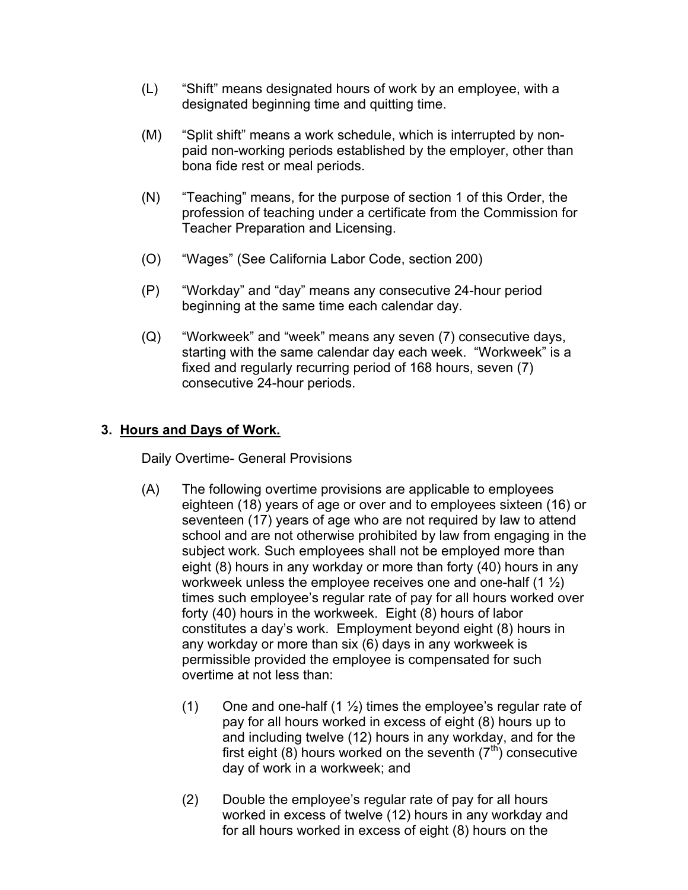(L) "Shift" means designated hours of work by an employee, with a designated beginning time and quitting time.

(M) "Split shift" means a work schedule, which is interrupted by non-paid non-working periods established by the employer, other than bona fide rest or meal periods.

(N) "Teaching" means, for the purpose of section 1 of this Order, the profession of teaching under a certificate from the Commission for Teacher Preparation and Licensing.

(O) "Wages" (See California Labor Code, section 200)

(P) "Workday" and "day" means any consecutive 24-hour period beginning at the same time each calendar day.

(Q) "Workweek" and "week" means any seven (7) consecutive days, starting with the same calendar day each week. "Workweek" is a fixed and regularly recurring period of 168 hours, seven (7) consecutive 24-hour periods.

## 3. <u>Hours and Days of Work.</u>

Daily Overtime- General Provisions

(A) The following overtime provisions are applicable to employees eighteen (18) years of age or over and to employees sixteen (16) or seventeen (17) years of age who are not required by law to attend school and are not otherwise prohibited by law from engaging in the subject work. Such employees shall not be employed more than eight (8) hours in any workday or more than forty (40) hours in any workweek unless the employee receives one and one-half (1 ½) times such employee's regular rate of pay for all hours worked over forty (40) hours in the workweek. Eight (8) hours of labor constitutes a day's work. Employment beyond eight (8) hours in any workday or more than six (6) days in any workweek is permissible provided the employee is compensated for such overtime at not less than:

(1) One and one-half (1 ½) times the employee's regular rate of pay for all hours worked in excess of eight (8) hours up to and including twelve (12) hours in any workday, and for the first eight (8) hours worked on the seventh (7th) consecutive day of work in a workweek; and

(2) Double the employee's regular rate of pay for all hours worked in excess of twelve (12) hours in any workday and for all hours worked in excess of eight (8) hours on the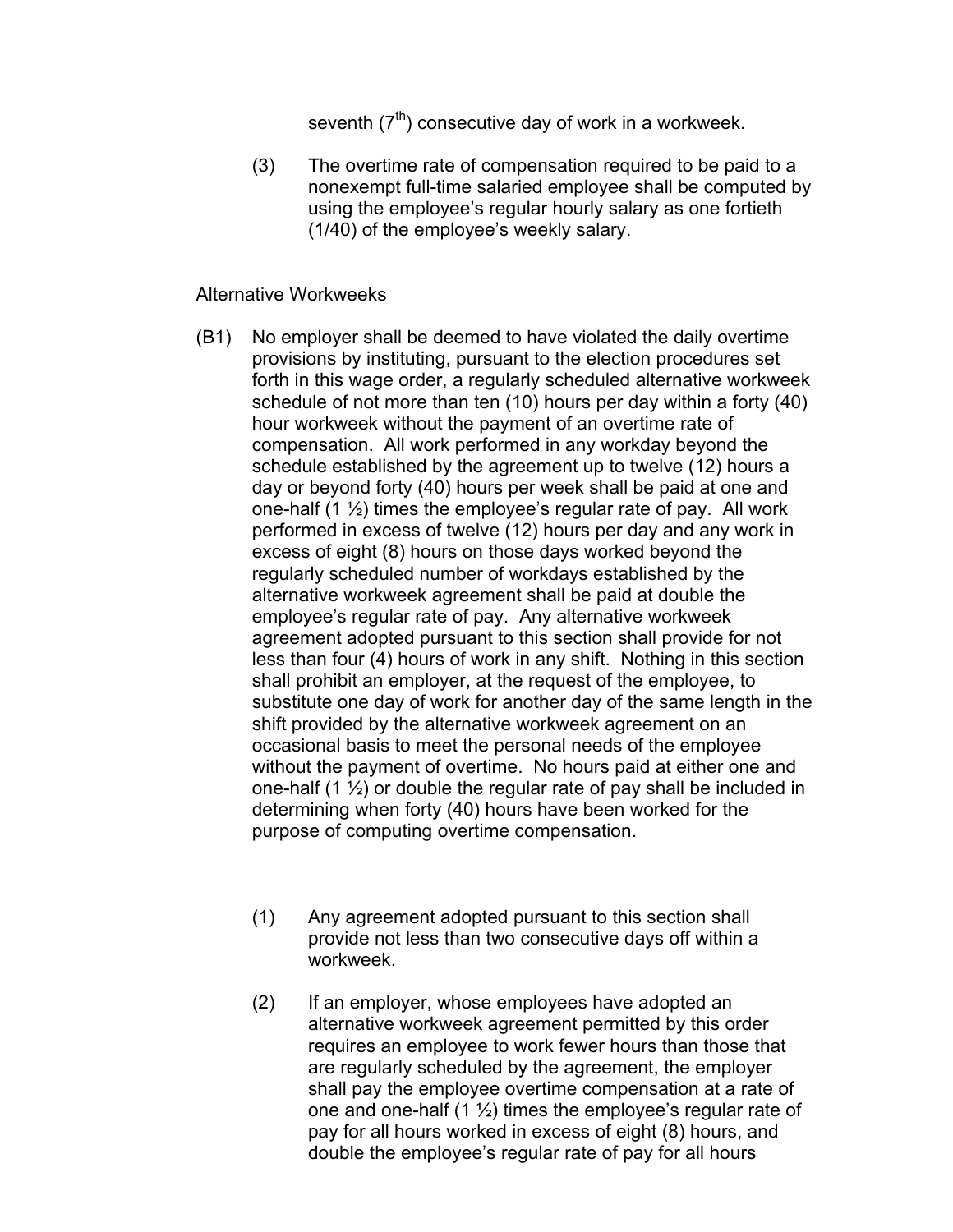seventh (7th) consecutive day of work in a workweek.

(3) The overtime rate of compensation required to be paid to a nonexempt full-time salaried employee shall be computed by using the employee's regular hourly salary as one fortieth (1/40) of the employee's weekly salary.

Alternative Workweeks

(B1) No employer shall be deemed to have violated the daily overtime provisions by instituting, pursuant to the election procedures set forth in this wage order, a regularly scheduled alternative workweek schedule of not more than ten (10) hours per day within a forty (40) hour workweek without the payment of an overtime rate of compensation. All work performed in any workday beyond the schedule established by the agreement up to twelve (12) hours a day or beyond forty (40) hours per week shall be paid at one and one-half (1 ½) times the employee's regular rate of pay. All work performed in excess of twelve (12) hours per day and any work in excess of eight (8) hours on those days worked beyond the regularly scheduled number of workdays established by the alternative workweek agreement shall be paid at double the employee's regular rate of pay. Any alternative workweek agreement adopted pursuant to this section shall provide for not less than four (4) hours of work in any shift. Nothing in this section shall prohibit an employer, at the request of the employee, to substitute one day of work for another day of the same length in the shift provided by the alternative workweek agreement on an occasional basis to meet the personal needs of the employee without the payment of overtime. No hours paid at either one and one-half (1 ½) or double the regular rate of pay shall be included in determining when forty (40) hours have been worked for the purpose of computing overtime compensation.

(1) Any agreement adopted pursuant to this section shall provide not less than two consecutive days off within a workweek.

(2) If an employer, whose employees have adopted an alternative workweek agreement permitted by this order requires an employee to work fewer hours than those that are regularly scheduled by the agreement, the employer shall pay the employee overtime compensation at a rate of one and one-half (1 ½) times the employee's regular rate of pay for all hours worked in excess of eight (8) hours, and double the employee's regular rate of pay for all hours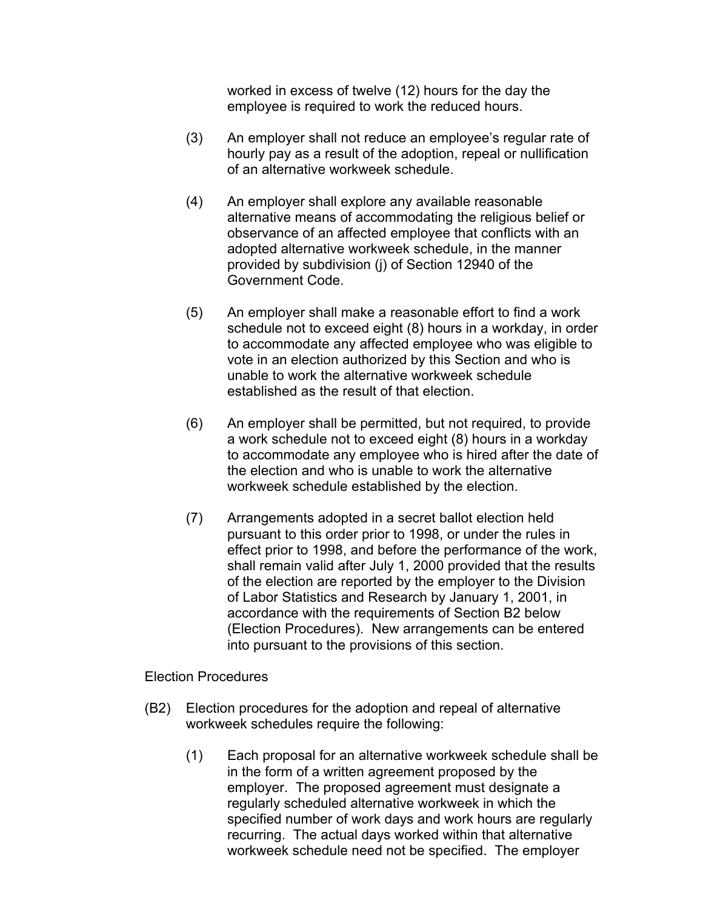worked in excess of twelve (12) hours for the day the employee is required to work the reduced hours.

(3) An employer shall not reduce an employee's regular rate of hourly pay as a result of the adoption, repeal or nullification of an alternative workweek schedule.

(4) An employer shall explore any available reasonable alternative means of accommodating the religious belief or observance of an affected employee that conflicts with an adopted alternative workweek schedule, in the manner provided by subdivision (j) of Section 12940 of the Government Code.

(5) An employer shall make a reasonable effort to find a work schedule not to exceed eight (8) hours in a workday, in order to accommodate any affected employee who was eligible to vote in an election authorized by this Section and who is unable to work the alternative workweek schedule established as the result of that election.

(6) An employer shall be permitted, but not required, to provide a work schedule not to exceed eight (8) hours in a workday to accommodate any employee who is hired after the date of the election and who is unable to work the alternative workweek schedule established by the election.

(7) Arrangements adopted in a secret ballot election held pursuant to this order prior to 1998, or under the rules in effect prior to 1998, and before the performance of the work, shall remain valid after July 1, 2000 provided that the results of the election are reported by the employer to the Division of Labor Statistics and Research by January 1, 2001, in accordance with the requirements of Section B2 below (Election Procedures). New arrangements can be entered into pursuant to the provisions of this section.

Election Procedures

(B2) Election procedures for the adoption and repeal of alternative workweek schedules require the following:

(1) Each proposal for an alternative workweek schedule shall be in the form of a written agreement proposed by the employer. The proposed agreement must designate a regularly scheduled alternative workweek in which the specified number of work days and work hours are regularly recurring. The actual days worked within that alternative workweek schedule need not be specified. The employer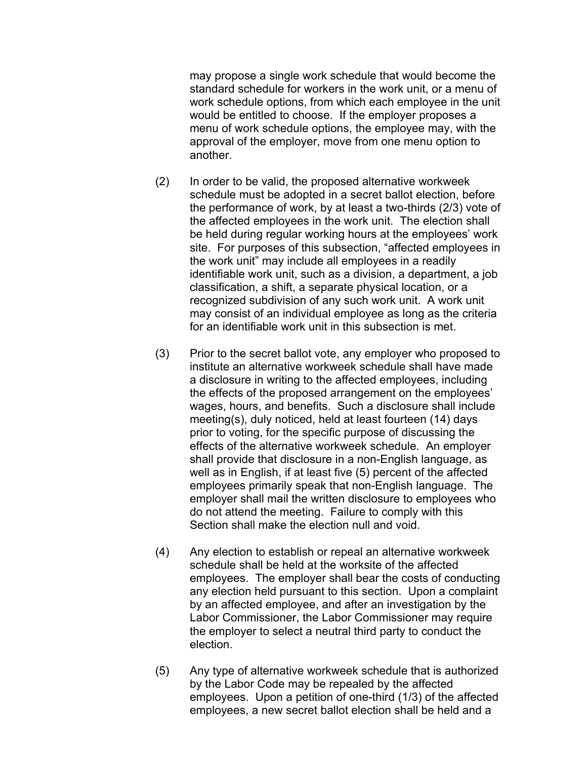may propose a single work schedule that would become the standard schedule for workers in the work unit, or a menu of work schedule options, from which each employee in the unit would be entitled to choose. If the employer proposes a menu of work schedule options, the employee may, with the approval of the employer, move from one menu option to another.

(2) In order to be valid, the proposed alternative workweek schedule must be adopted in a secret ballot election, before the performance of work, by at least a two-thirds (2/3) vote of the affected employees in the work unit. The election shall be held during regular working hours at the employees' work site. For purposes of this subsection, "affected employees in the work unit" may include all employees in a readily identifiable work unit, such as a division, a department, a job classification, a shift, a separate physical location, or a recognized subdivision of any such work unit. A work unit may consist of an individual employee as long as the criteria for an identifiable work unit in this subsection is met.

(3) Prior to the secret ballot vote, any employer who proposed to institute an alternative workweek schedule shall have made a disclosure in writing to the affected employees, including the effects of the proposed arrangement on the employees' wages, hours, and benefits. Such a disclosure shall include meeting(s), duly noticed, held at least fourteen (14) days prior to voting, for the specific purpose of discussing the effects of the alternative workweek schedule. An employer shall provide that disclosure in a non-English language, as well as in English, if at least five (5) percent of the affected employees primarily speak that non-English language. The employer shall mail the written disclosure to employees who do not attend the meeting. Failure to comply with this Section shall make the election null and void.

(4) Any election to establish or repeal an alternative workweek schedule shall be held at the worksite of the affected employees. The employer shall bear the costs of conducting any election held pursuant to this section. Upon a complaint by an affected employee, and after an investigation by the Labor Commissioner, the Labor Commissioner may require the employer to select a neutral third party to conduct the election.

(5) Any type of alternative workweek schedule that is authorized by the Labor Code may be repealed by the affected employees. Upon a petition of one-third (1/3) of the affected employees, a new secret ballot election shall be held and a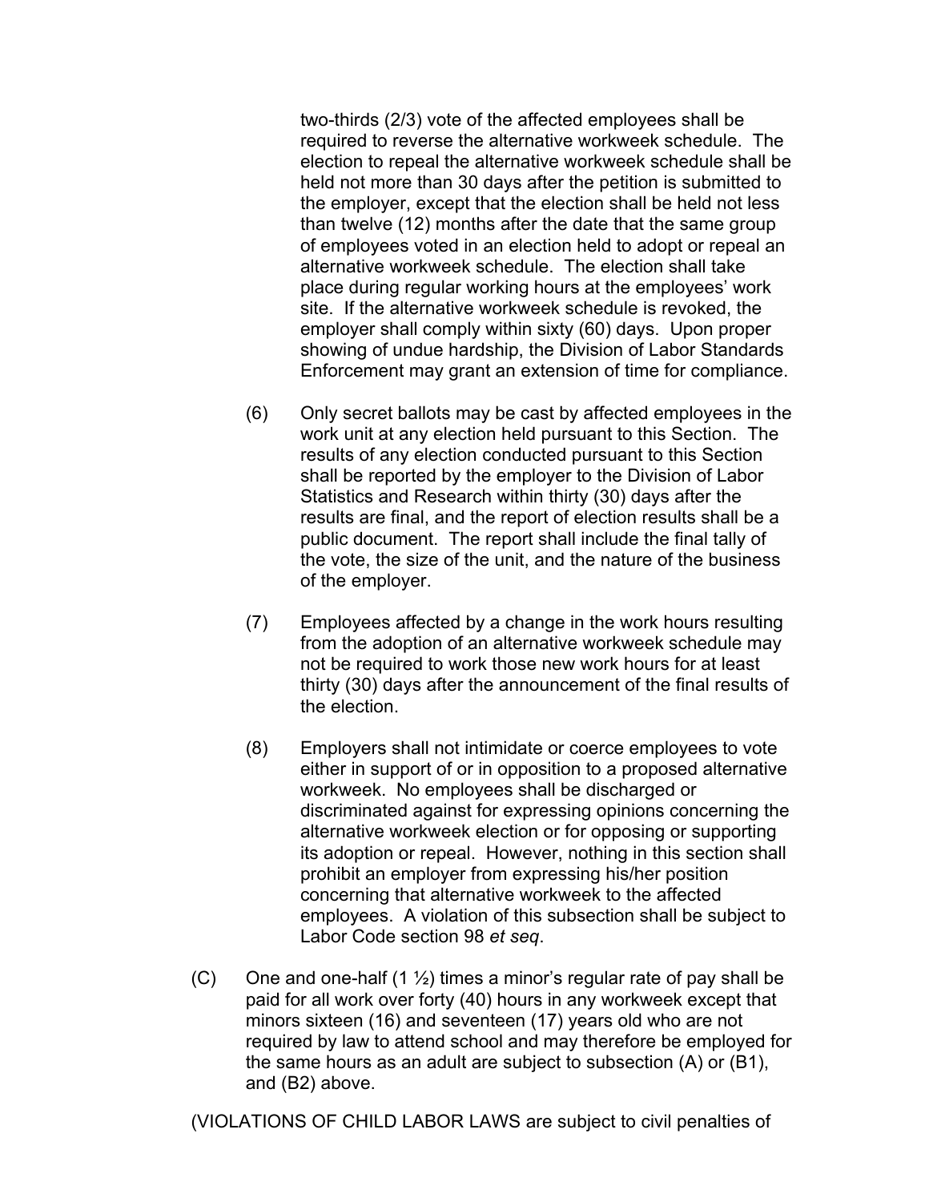two-thirds (2/3) vote of the affected employees shall be required to reverse the alternative workweek schedule. The election to repeal the alternative workweek schedule shall be held not more than 30 days after the petition is submitted to the employer, except that the election shall be held not less than twelve (12) months after the date that the same group of employees voted in an election held to adopt or repeal an alternative workweek schedule. The election shall take place during regular working hours at the employees' work site. If the alternative workweek schedule is revoked, the employer shall comply within sixty (60) days. Upon proper showing of undue hardship, the Division of Labor Standards Enforcement may grant an extension of time for compliance.

(6) Only secret ballots may be cast by affected employees in the work unit at any election held pursuant to this Section. The results of any election conducted pursuant to this Section shall be reported by the employer to the Division of Labor Statistics and Research within thirty (30) days after the results are final, and the report of election results shall be a public document. The report shall include the final tally of the vote, the size of the unit, and the nature of the business of the employer.

(7) Employees affected by a change in the work hours resulting from the adoption of an alternative workweek schedule may not be required to work those new work hours for at least thirty (30) days after the announcement of the final results of the election.

(8) Employers shall not intimidate or coerce employees to vote either in support of or in opposition to a proposed alternative workweek. No employees shall be discharged or discriminated against for expressing opinions concerning the alternative workweek election or for opposing or supporting its adoption or repeal. However, nothing in this section shall prohibit an employer from expressing his/her position concerning that alternative workweek to the affected employees. A violation of this subsection shall be subject to Labor Code section 98 *et seq*.

(C) One and one-half (1 ½) times a minor's regular rate of pay shall be paid for all work over forty (40) hours in any workweek except that minors sixteen (16) and seventeen (17) years old who are not required by law to attend school and may therefore be employed for the same hours as an adult are subject to subsection (A) or (B1), and (B2) above.

(VIOLATIONS OF CHILD LABOR LAWS are subject to civil penalties of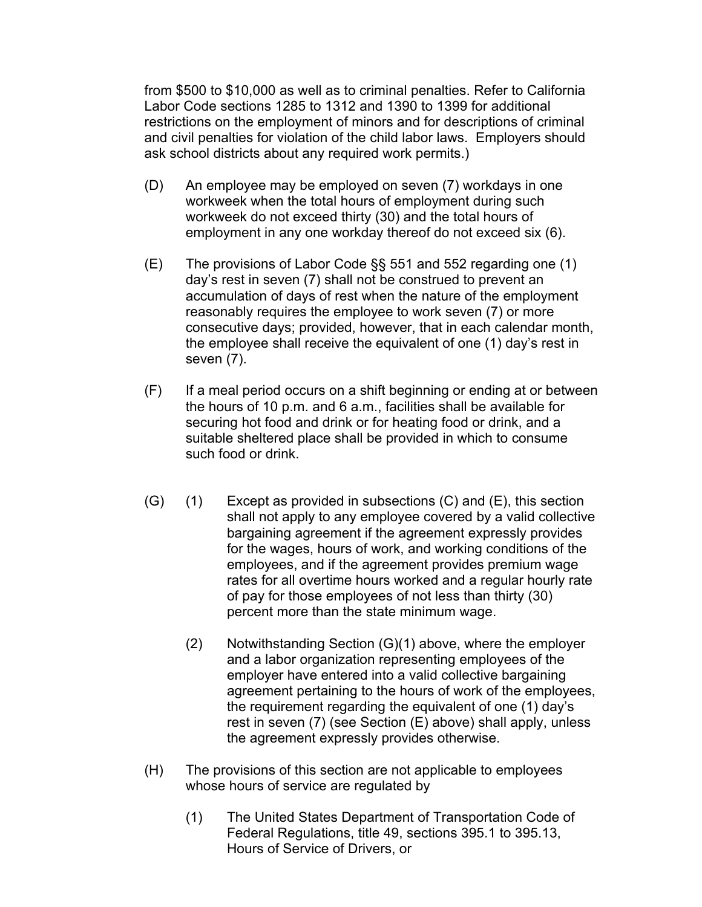from $500 to $10,000 as well as to criminal penalties. Refer to California Labor Code sections 1285 to 1312 and 1390 to 1399 for additional restrictions on the employment of minors and for descriptions of criminal and civil penalties for violation of the child labor laws. Employers should ask school districts about any required work permits.)

(D) An employee may be employed on seven (7) workdays in one workweek when the total hours of employment during such workweek do not exceed thirty (30) and the total hours of employment in any one workday thereof do not exceed six (6).

(E) The provisions of Labor Code §§ 551 and 552 regarding one (1) day's rest in seven (7) shall not be construed to prevent an accumulation of days of rest when the nature of the employment reasonably requires the employee to work seven (7) or more consecutive days; provided, however, that in each calendar month, the employee shall receive the equivalent of one (1) day's rest in seven (7).

(F) If a meal period occurs on a shift beginning or ending at or between the hours of 10 p.m. and 6 a.m., facilities shall be available for securing hot food and drink or for heating food or drink, and a suitable sheltered place shall be provided in which to consume such food or drink.

(G) (1) Except as provided in subsections (C) and (E), this section shall not apply to any employee covered by a valid collective bargaining agreement if the agreement expressly provides for the wages, hours of work, and working conditions of the employees, and if the agreement provides premium wage rates for all overtime hours worked and a regular hourly rate of pay for those employees of not less than thirty (30) percent more than the state minimum wage.

(2) Notwithstanding Section (G)(1) above, where the employer and a labor organization representing employees of the employer have entered into a valid collective bargaining agreement pertaining to the hours of work of the employees, the requirement regarding the equivalent of one (1) day's rest in seven (7) (see Section (E) above) shall apply, unless the agreement expressly provides otherwise.

(H) The provisions of this section are not applicable to employees whose hours of service are regulated by

(1) The United States Department of Transportation Code of Federal Regulations, title 49, sections 395.1 to 395.13, Hours of Service of Drivers, or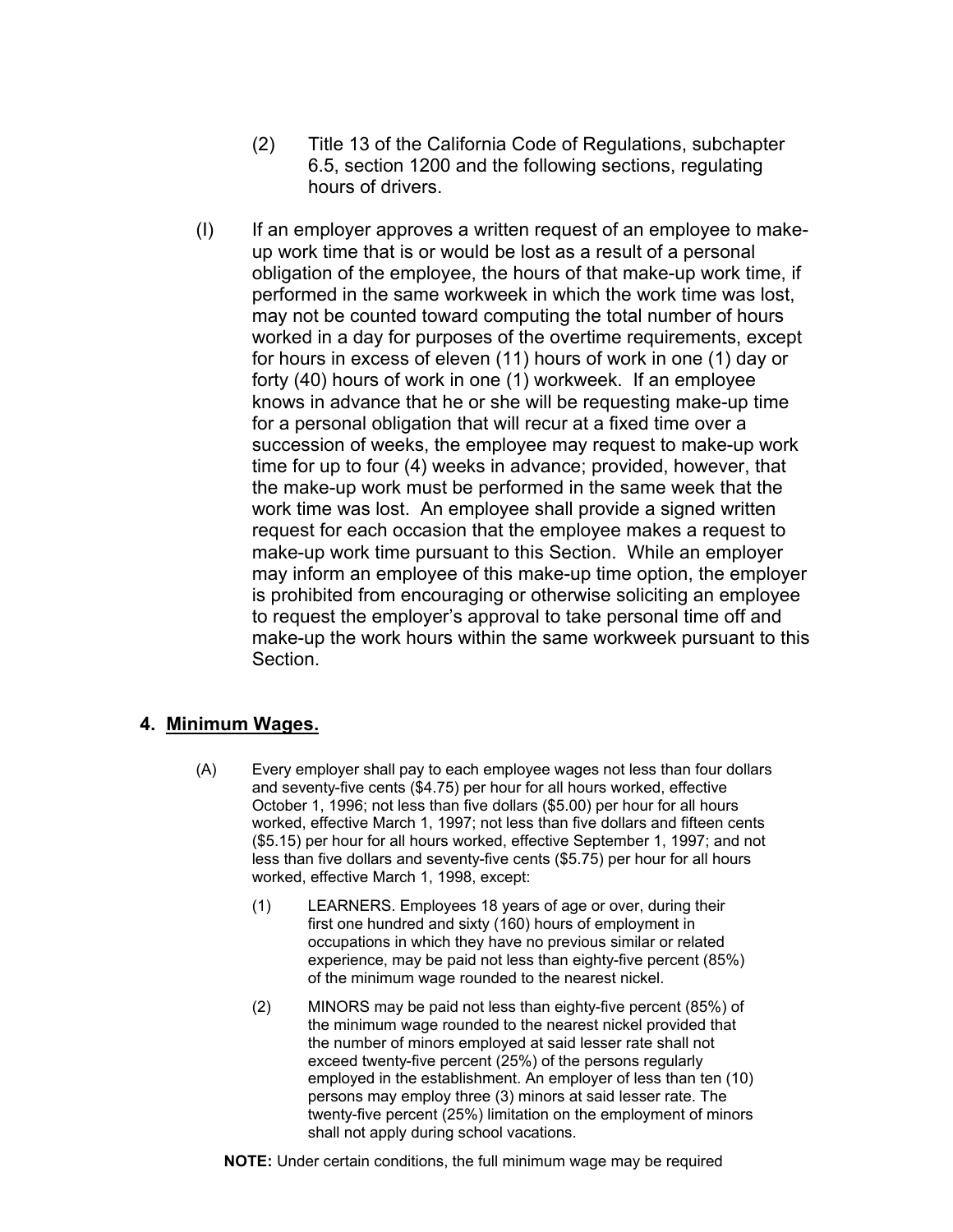(2) Title 13 of the California Code of Regulations, subchapter 6.5, section 1200 and the following sections, regulating hours of drivers.

(I) If an employer approves a written request of an employee to make-up work time that is or would be lost as a result of a personal obligation of the employee, the hours of that make-up work time, if performed in the same workweek in which the work time was lost, may not be counted toward computing the total number of hours worked in a day for purposes of the overtime requirements, except for hours in excess of eleven (11) hours of work in one (1) day or forty (40) hours of work in one (1) workweek. If an employee knows in advance that he or she will be requesting make-up time for a personal obligation that will recur at a fixed time over a succession of weeks, the employee may request to make-up work time for up to four (4) weeks in advance; provided, however, that the make-up work must be performed in the same week that the work time was lost. An employee shall provide a signed written request for each occasion that the employee makes a request to make-up work time pursuant to this Section. While an employer may inform an employee of this make-up time option, the employer is prohibited from encouraging or otherwise soliciting an employee to request the employer's approval to take personal time off and make-up the work hours within the same workweek pursuant to this Section.

## 4. Minimum Wages.

(A) Every employer shall pay to each employee wages not less than four dollars and seventy-five cents ($4.75) per hour for all hours worked, effective October 1, 1996; not less than five dollars ($5.00) per hour for all hours worked, effective March 1, 1997; not less than five dollars and fifteen cents ($5.15) per hour for all hours worked, effective September 1, 1997; and not less than five dollars and seventy-five cents ($5.75) per hour for all hours worked, effective March 1, 1998, except:

(1) LEARNERS. Employees 18 years of age or over, during their first one hundred and sixty (160) hours of employment in occupations in which they have no previous similar or related experience, may be paid not less than eighty-five percent (85%) of the minimum wage rounded to the nearest nickel.

(2) MINORS may be paid not less than eighty-five percent (85%) of the minimum wage rounded to the nearest nickel provided that the number of minors employed at said lesser rate shall not exceed twenty-five percent (25%) of the persons regularly employed in the establishment. An employer of less than ten (10) persons may employ three (3) minors at said lesser rate. The twenty-five percent (25%) limitation on the employment of minors shall not apply during school vacations.

**NOTE:** Under certain conditions, the full minimum wage may be required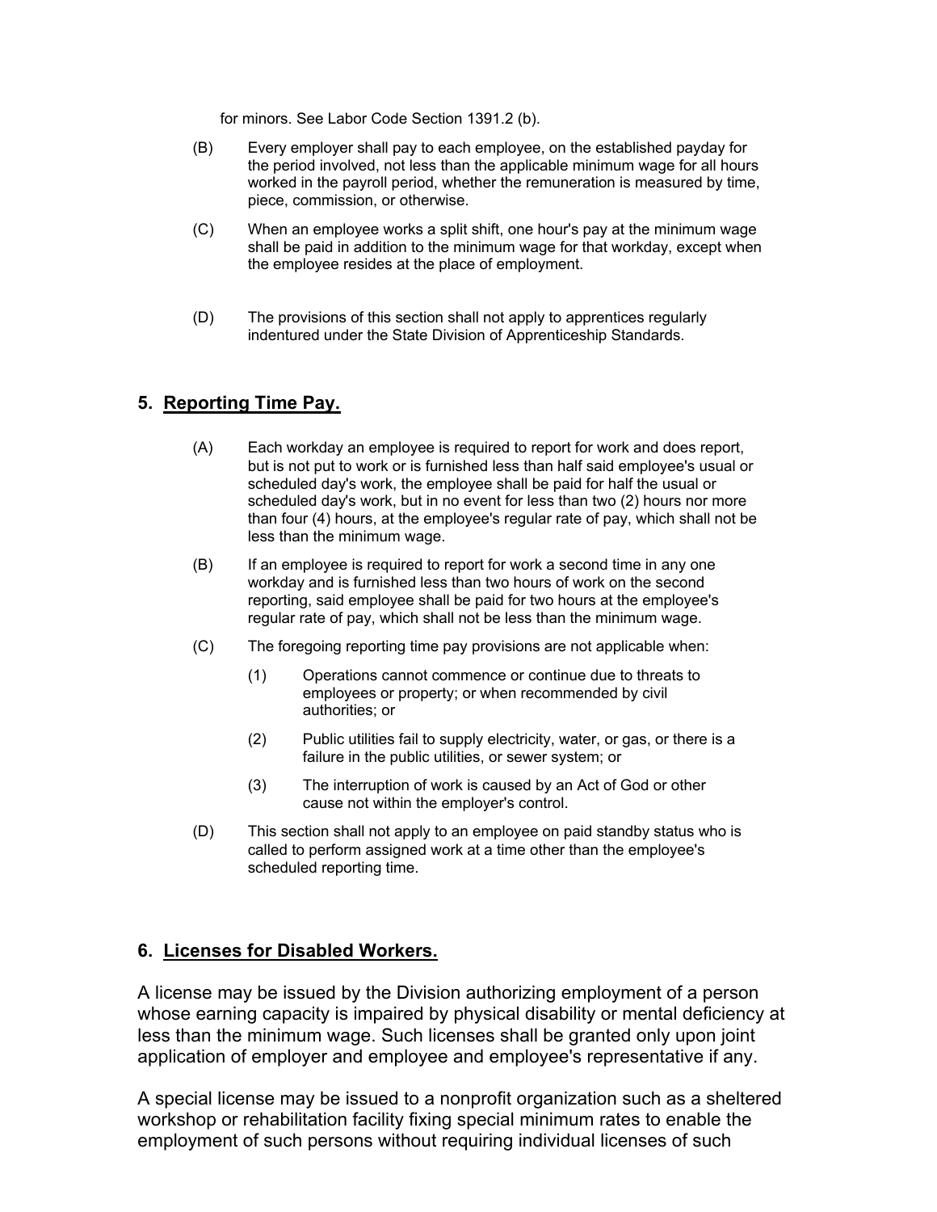for minors. See Labor Code Section 1391.2 (b).

(B) Every employer shall pay to each employee, on the established payday for the period involved, not less than the applicable minimum wage for all hours worked in the payroll period, whether the remuneration is measured by time, piece, commission, or otherwise.

(C) When an employee works a split shift, one hour's pay at the minimum wage shall be paid in addition to the minimum wage for that workday, except when the employee resides at the place of employment.

(D) The provisions of this section shall not apply to apprentices regularly indentured under the State Division of Apprenticeship Standards.

## 5. Reporting Time Pay.

(A) Each workday an employee is required to report for work and does report, but is not put to work or is furnished less than half said employee's usual or scheduled day's work, the employee shall be paid for half the usual or scheduled day's work, but in no event for less than two (2) hours nor more than four (4) hours, at the employee's regular rate of pay, which shall not be less than the minimum wage.

(B) If an employee is required to report for work a second time in any one workday and is furnished less than two hours of work on the second reporting, said employee shall be paid for two hours at the employee's regular rate of pay, which shall not be less than the minimum wage.

(C) The foregoing reporting time pay provisions are not applicable when:

(1) Operations cannot commence or continue due to threats to employees or property; or when recommended by civil authorities; or

(2) Public utilities fail to supply electricity, water, or gas, or there is a failure in the public utilities, or sewer system; or

(3) The interruption of work is caused by an Act of God or other cause not within the employer's control.

(D) This section shall not apply to an employee on paid standby status who is called to perform assigned work at a time other than the employee's scheduled reporting time.

## 6. Licenses for Disabled Workers.

A license may be issued by the Division authorizing employment of a person whose earning capacity is impaired by physical disability or mental deficiency at less than the minimum wage. Such licenses shall be granted only upon joint application of employer and employee and employee's representative if any.

A special license may be issued to a nonprofit organization such as a sheltered workshop or rehabilitation facility fixing special minimum rates to enable the employment of such persons without requiring individual licenses of such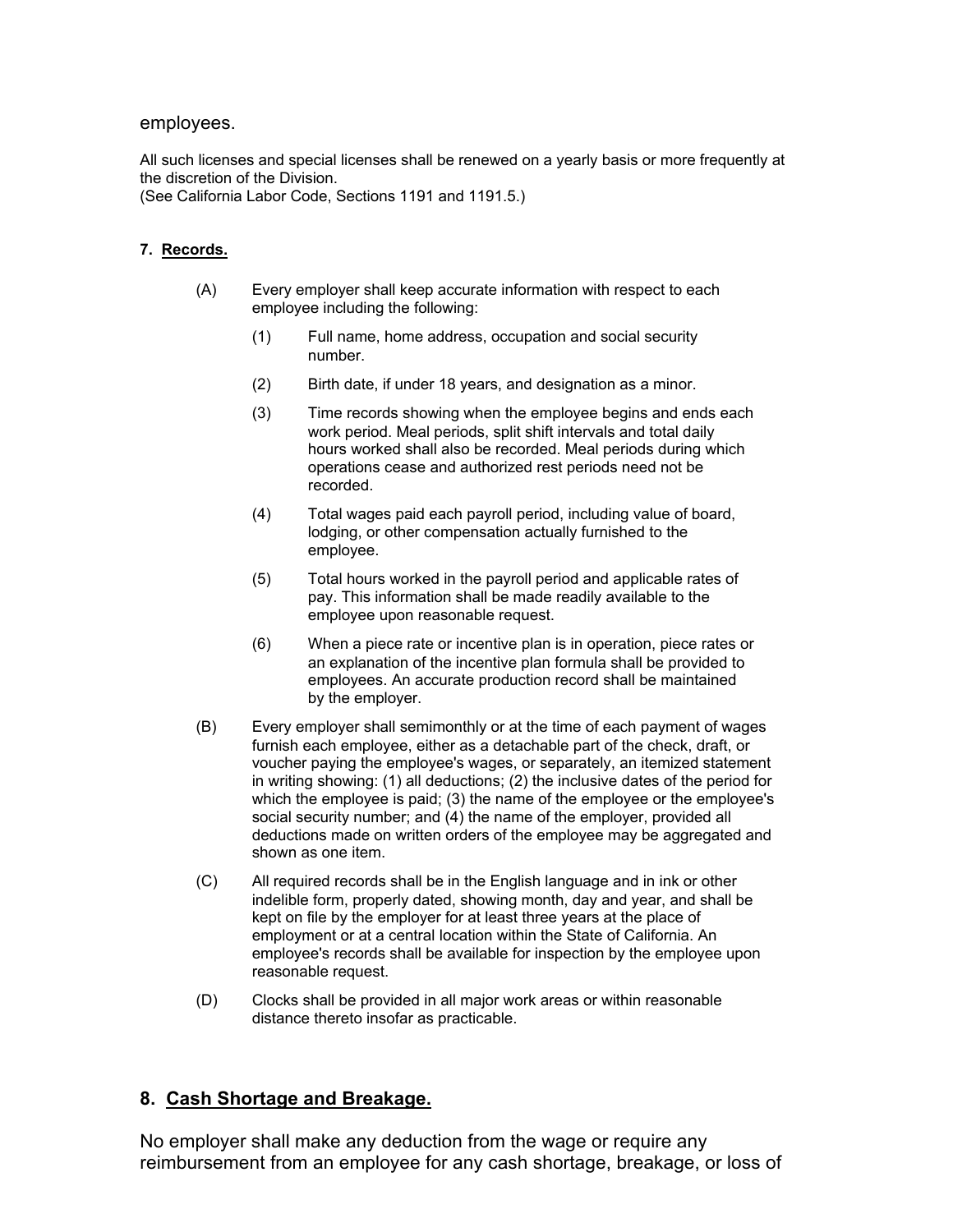employees.

All such licenses and special licenses shall be renewed on a yearly basis or more frequently at the discretion of the Division.
(See California Labor Code, Sections 1191 and 1191.5.)

**7. Records.**

(A) Every employer shall keep accurate information with respect to each employee including the following:

(1) Full name, home address, occupation and social security number.

(2) Birth date, if under 18 years, and designation as a minor.

(3) Time records showing when the employee begins and ends each work period. Meal periods, split shift intervals and total daily hours worked shall also be recorded. Meal periods during which operations cease and authorized rest periods need not be recorded.

(4) Total wages paid each payroll period, including value of board, lodging, or other compensation actually furnished to the employee.

(5) Total hours worked in the payroll period and applicable rates of pay. This information shall be made readily available to the employee upon reasonable request.

(6) When a piece rate or incentive plan is in operation, piece rates or an explanation of the incentive plan formula shall be provided to employees. An accurate production record shall be maintained by the employer.

(B) Every employer shall semimonthly or at the time of each payment of wages furnish each employee, either as a detachable part of the check, draft, or voucher paying the employee's wages, or separately, an itemized statement in writing showing: (1) all deductions; (2) the inclusive dates of the period for which the employee is paid; (3) the name of the employee or the employee's social security number; and (4) the name of the employer, provided all deductions made on written orders of the employee may be aggregated and shown as one item.

(C) All required records shall be in the English language and in ink or other indelible form, properly dated, showing month, day and year, and shall be kept on file by the employer for at least three years at the place of employment or at a central location within the State of California. An employee's records shall be available for inspection by the employee upon reasonable request.

(D) Clocks shall be provided in all major work areas or within reasonable distance thereto insofar as practicable.

## 8. Cash Shortage and Breakage.

No employer shall make any deduction from the wage or require any reimbursement from an employee for any cash shortage, breakage, or loss of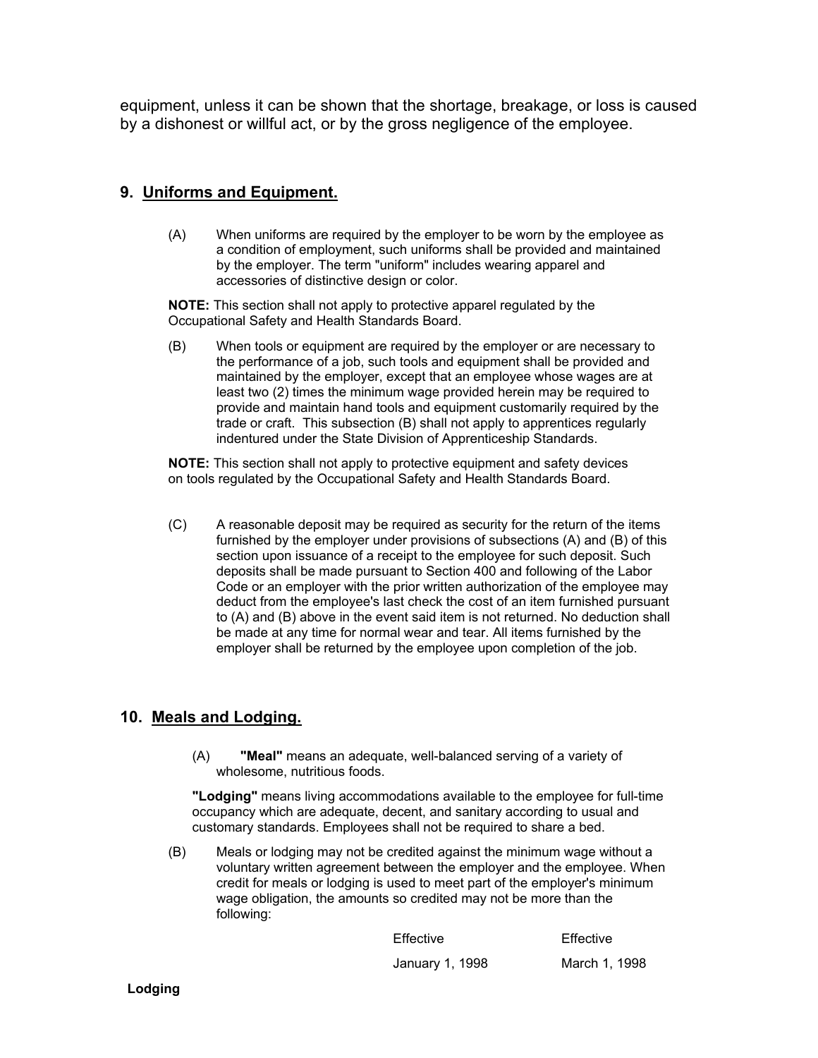equipment, unless it can be shown that the shortage, breakage, or loss is caused by a dishonest or willful act, or by the gross negligence of the employee.

## 9. Uniforms and Equipment.

(A) When uniforms are required by the employer to be worn by the employee as a condition of employment, such uniforms shall be provided and maintained by the employer. The term "uniform" includes wearing apparel and accessories of distinctive design or color.

**NOTE:** This section shall not apply to protective apparel regulated by the Occupational Safety and Health Standards Board.

(B) When tools or equipment are required by the employer or are necessary to the performance of a job, such tools and equipment shall be provided and maintained by the employer, except that an employee whose wages are at least two (2) times the minimum wage provided herein may be required to provide and maintain hand tools and equipment customarily required by the trade or craft. This subsection (B) shall not apply to apprentices regularly indentured under the State Division of Apprenticeship Standards.

**NOTE:** This section shall not apply to protective equipment and safety devices on tools regulated by the Occupational Safety and Health Standards Board.

(C) A reasonable deposit may be required as security for the return of the items furnished by the employer under provisions of subsections (A) and (B) of this section upon issuance of a receipt to the employee for such deposit. Such deposits shall be made pursuant to Section 400 and following of the Labor Code or an employer with the prior written authorization of the employee may deduct from the employee's last check the cost of an item furnished pursuant to (A) and (B) above in the event said item is not returned. No deduction shall be made at any time for normal wear and tear. All items furnished by the employer shall be returned by the employee upon completion of the job.

## 10. Meals and Lodging.

(A) **"Meal"** means an adequate, well-balanced serving of a variety of wholesome, nutritious foods.

**"Lodging"** means living accommodations available to the employee for full-time occupancy which are adequate, decent, and sanitary according to usual and customary standards. Employees shall not be required to share a bed.

(B) Meals or lodging may not be credited against the minimum wage without a voluntary written agreement between the employer and the employee. When credit for meals or lodging is used to meet part of the employer's minimum wage obligation, the amounts so credited may not be more than the following:

| | Effective January 1, 1998 | Effective March 1, 1998 |
|---|---|---|
| **Lodging** | | |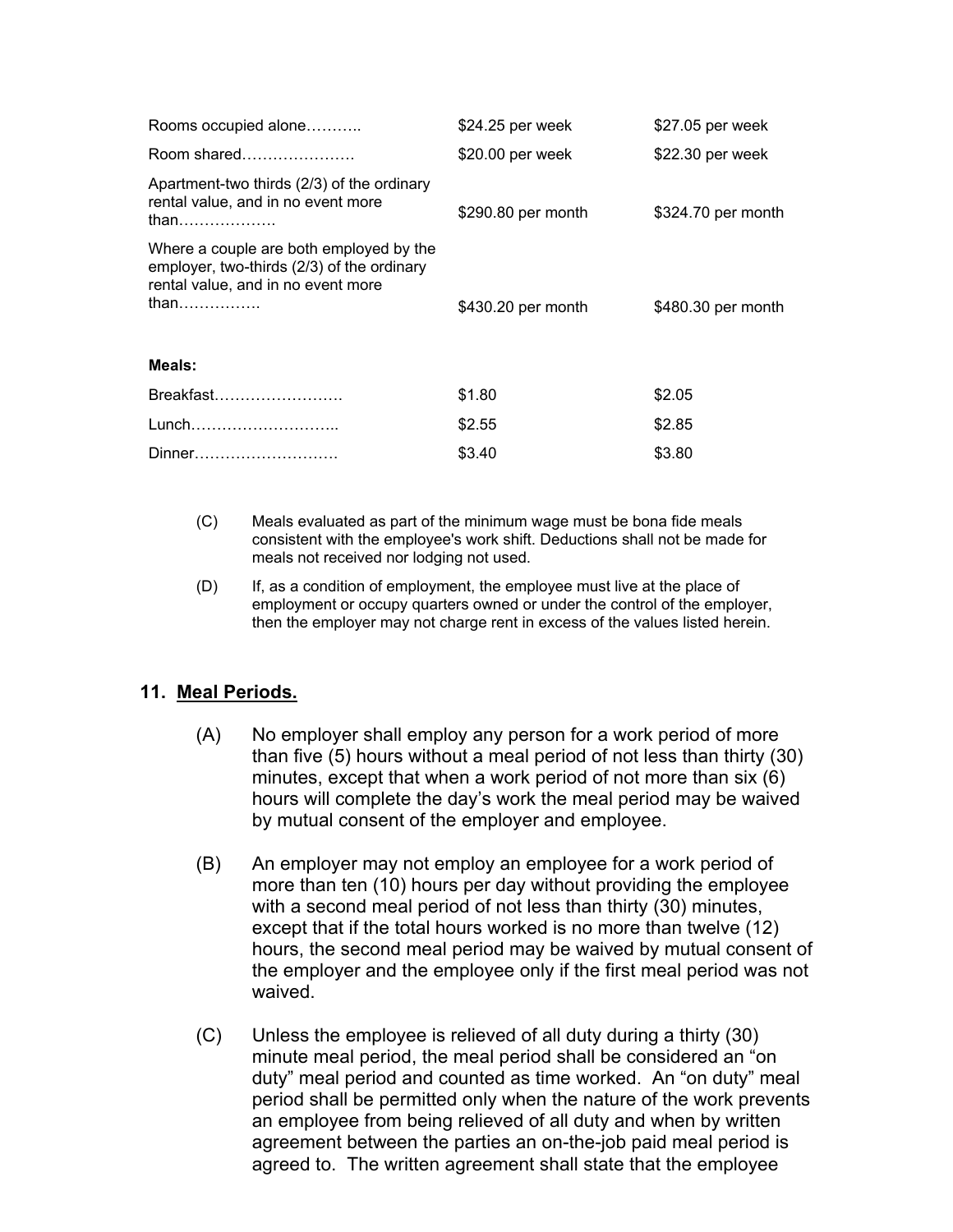| | | |
|---|---|---|
| Rooms occupied alone……….. | $24.25 per week | $27.05 per week |
| Room shared…………………. | $20.00 per week | $22.30 per week |
| Apartment-two thirds (2/3) of the ordinary rental value, and in no event more than………………. | $290.80 per month | $324.70 per month |
| Where a couple are both employed by the employer, two-thirds (2/3) of the ordinary rental value, and in no event more than……………. | $430.20 per month | $480.30 per month |
| **Meals:** | | |
| Breakfast……………………. | $1.80 | $2.05 |
| Lunch……………………….. | $2.55 | $2.85 |
| Dinner………………………. | $3.40 | $3.80 |

(C) Meals evaluated as part of the minimum wage must be bona fide meals consistent with the employee's work shift. Deductions shall not be made for meals not received nor lodging not used.

(D) If, as a condition of employment, the employee must live at the place of employment or occupy quarters owned or under the control of the employer, then the employer may not charge rent in excess of the values listed herein.

## 11. Meal Periods.

(A) No employer shall employ any person for a work period of more than five (5) hours without a meal period of not less than thirty (30) minutes, except that when a work period of not more than six (6) hours will complete the day's work the meal period may be waived by mutual consent of the employer and employee.

(B) An employer may not employ an employee for a work period of more than ten (10) hours per day without providing the employee with a second meal period of not less than thirty (30) minutes, except that if the total hours worked is no more than twelve (12) hours, the second meal period may be waived by mutual consent of the employer and the employee only if the first meal period was not waived.

(C) Unless the employee is relieved of all duty during a thirty (30) minute meal period, the meal period shall be considered an "on duty" meal period and counted as time worked. An "on duty" meal period shall be permitted only when the nature of the work prevents an employee from being relieved of all duty and when by written agreement between the parties an on-the-job paid meal period is agreed to. The written agreement shall state that the employee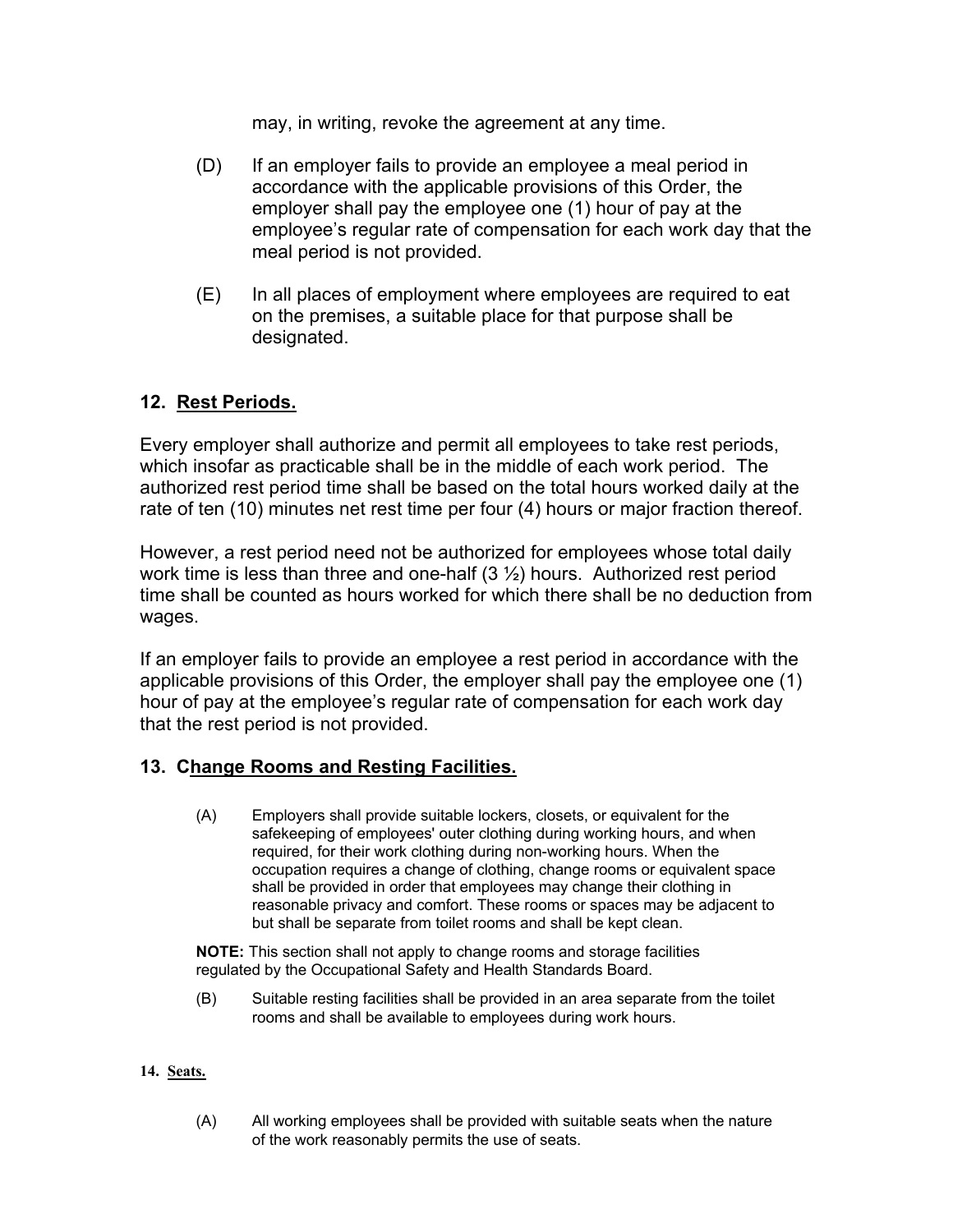may, in writing, revoke the agreement at any time.

(D) If an employer fails to provide an employee a meal period in accordance with the applicable provisions of this Order, the employer shall pay the employee one (1) hour of pay at the employee's regular rate of compensation for each work day that the meal period is not provided.

(E) In all places of employment where employees are required to eat on the premises, a suitable place for that purpose shall be designated.

## 12. Rest Periods.

Every employer shall authorize and permit all employees to take rest periods, which insofar as practicable shall be in the middle of each work period. The authorized rest period time shall be based on the total hours worked daily at the rate of ten (10) minutes net rest time per four (4) hours or major fraction thereof.

However, a rest period need not be authorized for employees whose total daily work time is less than three and one-half (3 ½) hours. Authorized rest period time shall be counted as hours worked for which there shall be no deduction from wages.

If an employer fails to provide an employee a rest period in accordance with the applicable provisions of this Order, the employer shall pay the employee one (1) hour of pay at the employee's regular rate of compensation for each work day that the rest period is not provided.

## 13. Change Rooms and Resting Facilities.

(A) Employers shall provide suitable lockers, closets, or equivalent for the safekeeping of employees' outer clothing during working hours, and when required, for their work clothing during non-working hours. When the occupation requires a change of clothing, change rooms or equivalent space shall be provided in order that employees may change their clothing in reasonable privacy and comfort. These rooms or spaces may be adjacent to but shall be separate from toilet rooms and shall be kept clean.

**NOTE:** This section shall not apply to change rooms and storage facilities regulated by the Occupational Safety and Health Standards Board.

(B) Suitable resting facilities shall be provided in an area separate from the toilet rooms and shall be available to employees during work hours.

## 14. Seats.

(A) All working employees shall be provided with suitable seats when the nature of the work reasonably permits the use of seats.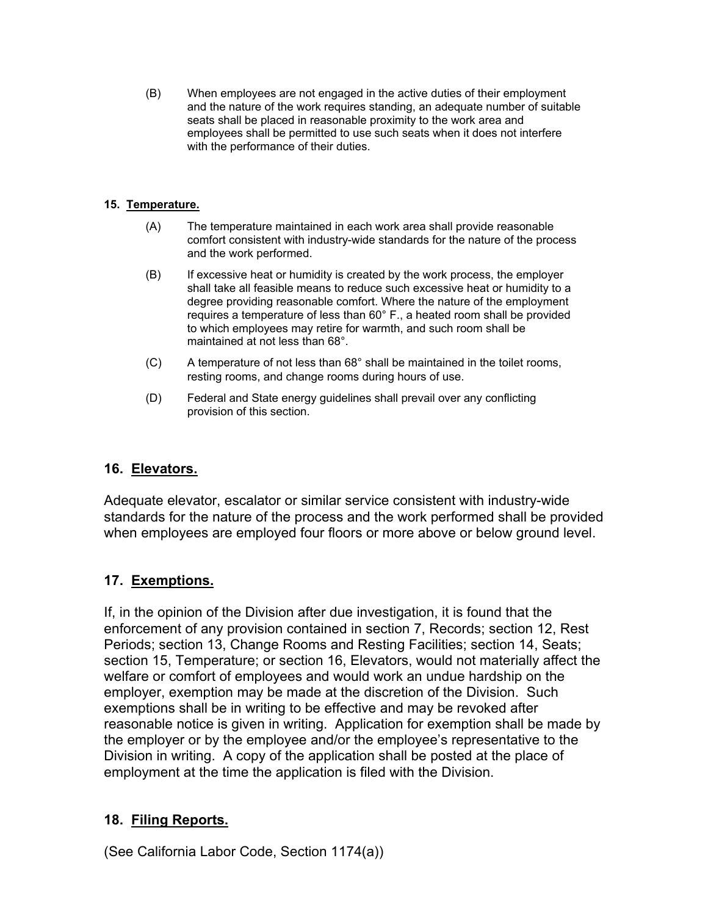(B) When employees are not engaged in the active duties of their employment and the nature of the work requires standing, an adequate number of suitable seats shall be placed in reasonable proximity to the work area and employees shall be permitted to use such seats when it does not interfere with the performance of their duties.

### 15. Temperature.

(A) The temperature maintained in each work area shall provide reasonable comfort consistent with industry-wide standards for the nature of the process and the work performed.

(B) If excessive heat or humidity is created by the work process, the employer shall take all feasible means to reduce such excessive heat or humidity to a degree providing reasonable comfort. Where the nature of the employment requires a temperature of less than 60° F., a heated room shall be provided to which employees may retire for warmth, and such room shall be maintained at not less than 68°.

(C) A temperature of not less than 68° shall be maintained in the toilet rooms, resting rooms, and change rooms during hours of use.

(D) Federal and State energy guidelines shall prevail over any conflicting provision of this section.

## 16. Elevators.

Adequate elevator, escalator or similar service consistent with industry-wide standards for the nature of the process and the work performed shall be provided when employees are employed four floors or more above or below ground level.

## 17. Exemptions.

If, in the opinion of the Division after due investigation, it is found that the enforcement of any provision contained in section 7, Records; section 12, Rest Periods; section 13, Change Rooms and Resting Facilities; section 14, Seats; section 15, Temperature; or section 16, Elevators, would not materially affect the welfare or comfort of employees and would work an undue hardship on the employer, exemption may be made at the discretion of the Division. Such exemptions shall be in writing to be effective and may be revoked after reasonable notice is given in writing. Application for exemption shall be made by the employer or by the employee and/or the employee's representative to the Division in writing. A copy of the application shall be posted at the place of employment at the time the application is filed with the Division.

## 18. Filing Reports.

(See California Labor Code, Section 1174(a))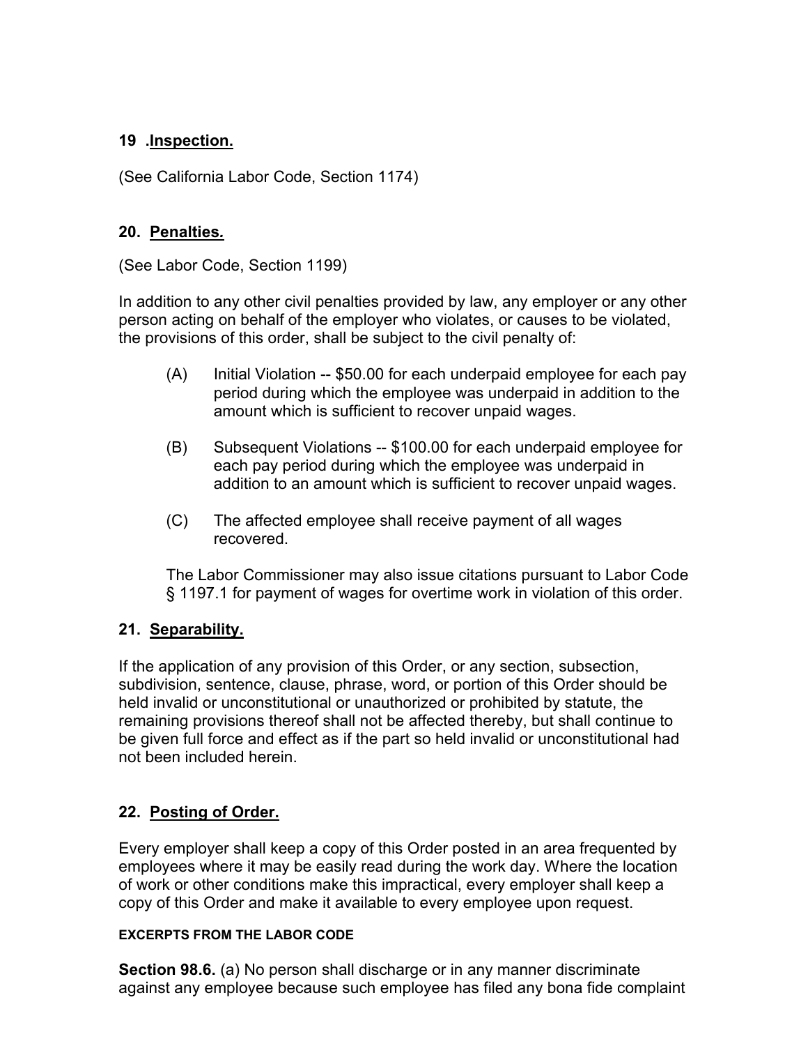**19 .Inspection.**

(See California Labor Code, Section 1174)

**20. Penalties.**

(See Labor Code, Section 1199)

In addition to any other civil penalties provided by law, any employer or any other person acting on behalf of the employer who violates, or causes to be violated, the provisions of this order, shall be subject to the civil penalty of:

(A) Initial Violation -- $50.00 for each underpaid employee for each pay period during which the employee was underpaid in addition to the amount which is sufficient to recover unpaid wages.

(B) Subsequent Violations -- $100.00 for each underpaid employee for each pay period during which the employee was underpaid in addition to an amount which is sufficient to recover unpaid wages.

(C) The affected employee shall receive payment of all wages recovered.

The Labor Commissioner may also issue citations pursuant to Labor Code § 1197.1 for payment of wages for overtime work in violation of this order.

**21. Separability.**

If the application of any provision of this Order, or any section, subsection, subdivision, sentence, clause, phrase, word, or portion of this Order should be held invalid or unconstitutional or unauthorized or prohibited by statute, the remaining provisions thereof shall not be affected thereby, but shall continue to be given full force and effect as if the part so held invalid or unconstitutional had not been included herein.

**22. Posting of Order.**

Every employer shall keep a copy of this Order posted in an area frequented by employees where it may be easily read during the work day. Where the location of work or other conditions make this impractical, every employer shall keep a copy of this Order and make it available to every employee upon request.

**EXCERPTS FROM THE LABOR CODE**

**Section 98.6.** (a) No person shall discharge or in any manner discriminate against any employee because such employee has filed any bona fide complaint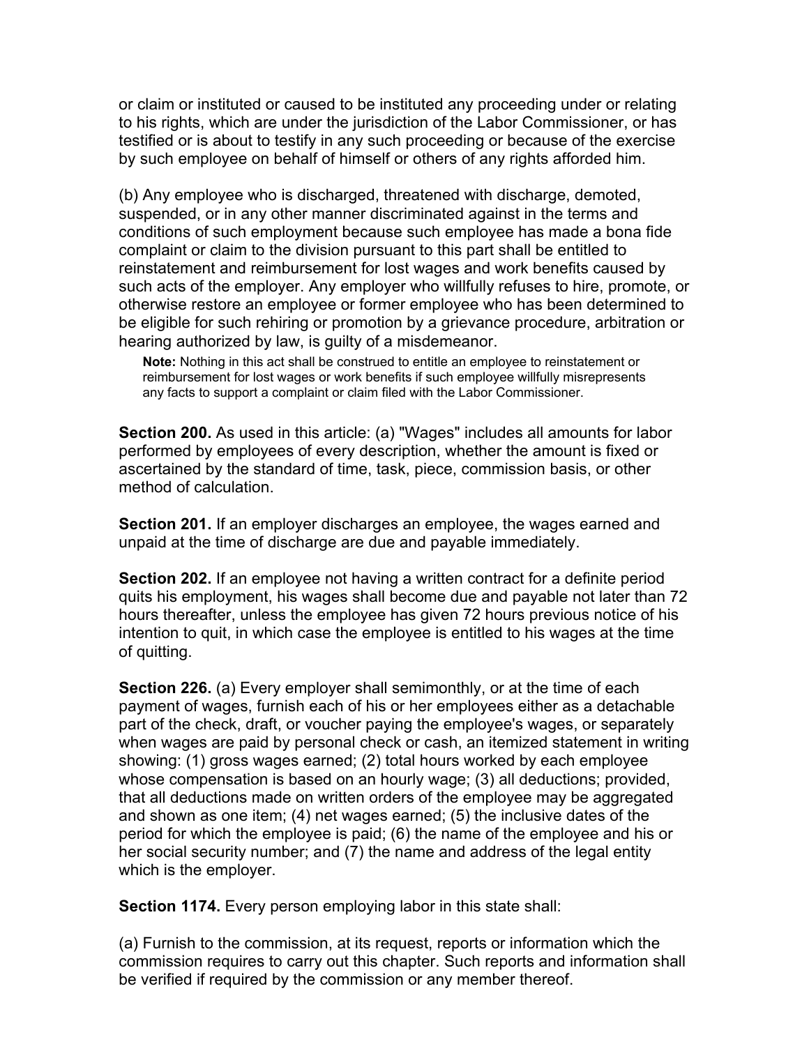or claim or instituted or caused to be instituted any proceeding under or relating to his rights, which are under the jurisdiction of the Labor Commissioner, or has testified or is about to testify in any such proceeding or because of the exercise by such employee on behalf of himself or others of any rights afforded him.

(b) Any employee who is discharged, threatened with discharge, demoted, suspended, or in any other manner discriminated against in the terms and conditions of such employment because such employee has made a bona fide complaint or claim to the division pursuant to this part shall be entitled to reinstatement and reimbursement for lost wages and work benefits caused by such acts of the employer. Any employer who willfully refuses to hire, promote, or otherwise restore an employee or former employee who has been determined to be eligible for such rehiring or promotion by a grievance procedure, arbitration or hearing authorized by law, is guilty of a misdemeanor.

> **Note:** Nothing in this act shall be construed to entitle an employee to reinstatement or reimbursement for lost wages or work benefits if such employee willfully misrepresents any facts to support a complaint or claim filed with the Labor Commissioner.

**Section 200.** As used in this article: (a) "Wages" includes all amounts for labor performed by employees of every description, whether the amount is fixed or ascertained by the standard of time, task, piece, commission basis, or other method of calculation.

**Section 201.** If an employer discharges an employee, the wages earned and unpaid at the time of discharge are due and payable immediately.

**Section 202.** If an employee not having a written contract for a definite period quits his employment, his wages shall become due and payable not later than 72 hours thereafter, unless the employee has given 72 hours previous notice of his intention to quit, in which case the employee is entitled to his wages at the time of quitting.

**Section 226.** (a) Every employer shall semimonthly, or at the time of each payment of wages, furnish each of his or her employees either as a detachable part of the check, draft, or voucher paying the employee's wages, or separately when wages are paid by personal check or cash, an itemized statement in writing showing: (1) gross wages earned; (2) total hours worked by each employee whose compensation is based on an hourly wage; (3) all deductions; provided, that all deductions made on written orders of the employee may be aggregated and shown as one item; (4) net wages earned; (5) the inclusive dates of the period for which the employee is paid; (6) the name of the employee and his or her social security number; and (7) the name and address of the legal entity which is the employer.

**Section 1174.** Every person employing labor in this state shall:

(a) Furnish to the commission, at its request, reports or information which the commission requires to carry out this chapter. Such reports and information shall be verified if required by the commission or any member thereof.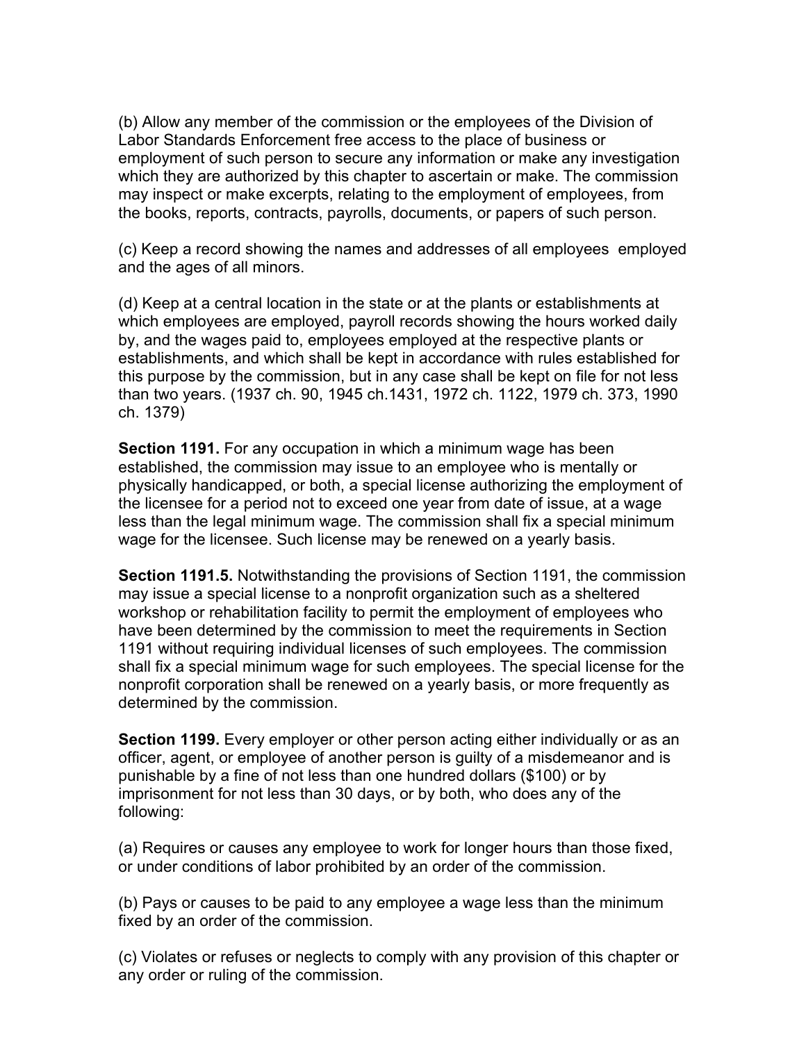(b) Allow any member of the commission or the employees of the Division of Labor Standards Enforcement free access to the place of business or employment of such person to secure any information or make any investigation which they are authorized by this chapter to ascertain or make. The commission may inspect or make excerpts, relating to the employment of employees, from the books, reports, contracts, payrolls, documents, or papers of such person.

(c) Keep a record showing the names and addresses of all employees employed and the ages of all minors.

(d) Keep at a central location in the state or at the plants or establishments at which employees are employed, payroll records showing the hours worked daily by, and the wages paid to, employees employed at the respective plants or establishments, and which shall be kept in accordance with rules established for this purpose by the commission, but in any case shall be kept on file for not less than two years. (1937 ch. 90, 1945 ch.1431, 1972 ch. 1122, 1979 ch. 373, 1990 ch. 1379)

**Section 1191.** For any occupation in which a minimum wage has been established, the commission may issue to an employee who is mentally or physically handicapped, or both, a special license authorizing the employment of the licensee for a period not to exceed one year from date of issue, at a wage less than the legal minimum wage. The commission shall fix a special minimum wage for the licensee. Such license may be renewed on a yearly basis.

**Section 1191.5.** Notwithstanding the provisions of Section 1191, the commission may issue a special license to a nonprofit organization such as a sheltered workshop or rehabilitation facility to permit the employment of employees who have been determined by the commission to meet the requirements in Section 1191 without requiring individual licenses of such employees. The commission shall fix a special minimum wage for such employees. The special license for the nonprofit corporation shall be renewed on a yearly basis, or more frequently as determined by the commission.

**Section 1199.** Every employer or other person acting either individually or as an officer, agent, or employee of another person is guilty of a misdemeanor and is punishable by a fine of not less than one hundred dollars ($100) or by imprisonment for not less than 30 days, or by both, who does any of the following:

(a) Requires or causes any employee to work for longer hours than those fixed, or under conditions of labor prohibited by an order of the commission.

(b) Pays or causes to be paid to any employee a wage less than the minimum fixed by an order of the commission.

(c) Violates or refuses or neglects to comply with any provision of this chapter or any order or ruling of the commission.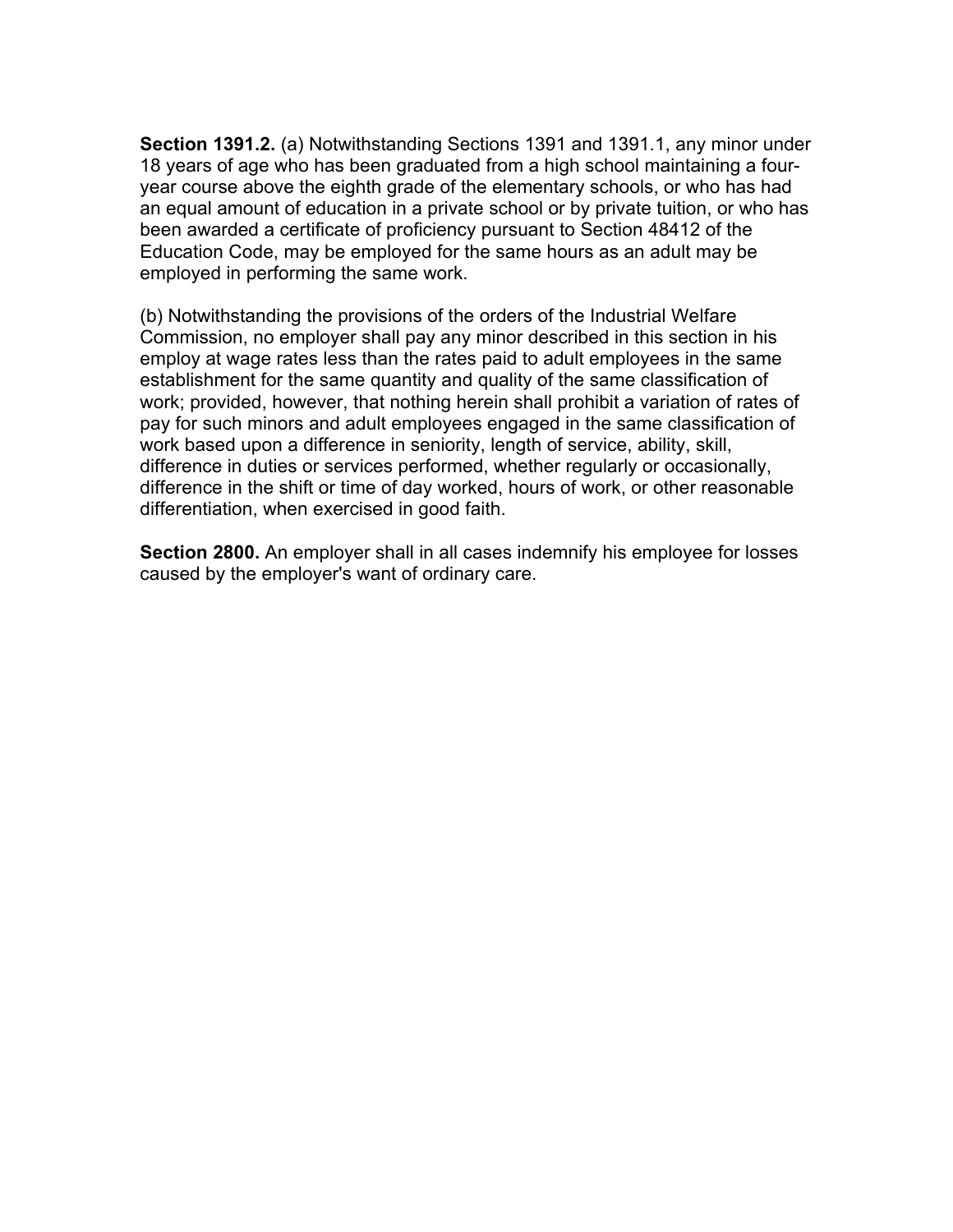**Section 1391.2.** (a) Notwithstanding Sections 1391 and 1391.1, any minor under 18 years of age who has been graduated from a high school maintaining a four-year course above the eighth grade of the elementary schools, or who has had an equal amount of education in a private school or by private tuition, or who has been awarded a certificate of proficiency pursuant to Section 48412 of the Education Code, may be employed for the same hours as an adult may be employed in performing the same work.

(b) Notwithstanding the provisions of the orders of the Industrial Welfare Commission, no employer shall pay any minor described in this section in his employ at wage rates less than the rates paid to adult employees in the same establishment for the same quantity and quality of the same classification of work; provided, however, that nothing herein shall prohibit a variation of rates of pay for such minors and adult employees engaged in the same classification of work based upon a difference in seniority, length of service, ability, skill, difference in duties or services performed, whether regularly or occasionally, difference in the shift or time of day worked, hours of work, or other reasonable differentiation, when exercised in good faith.

**Section 2800.** An employer shall in all cases indemnify his employee for losses caused by the employer's want of ordinary care.